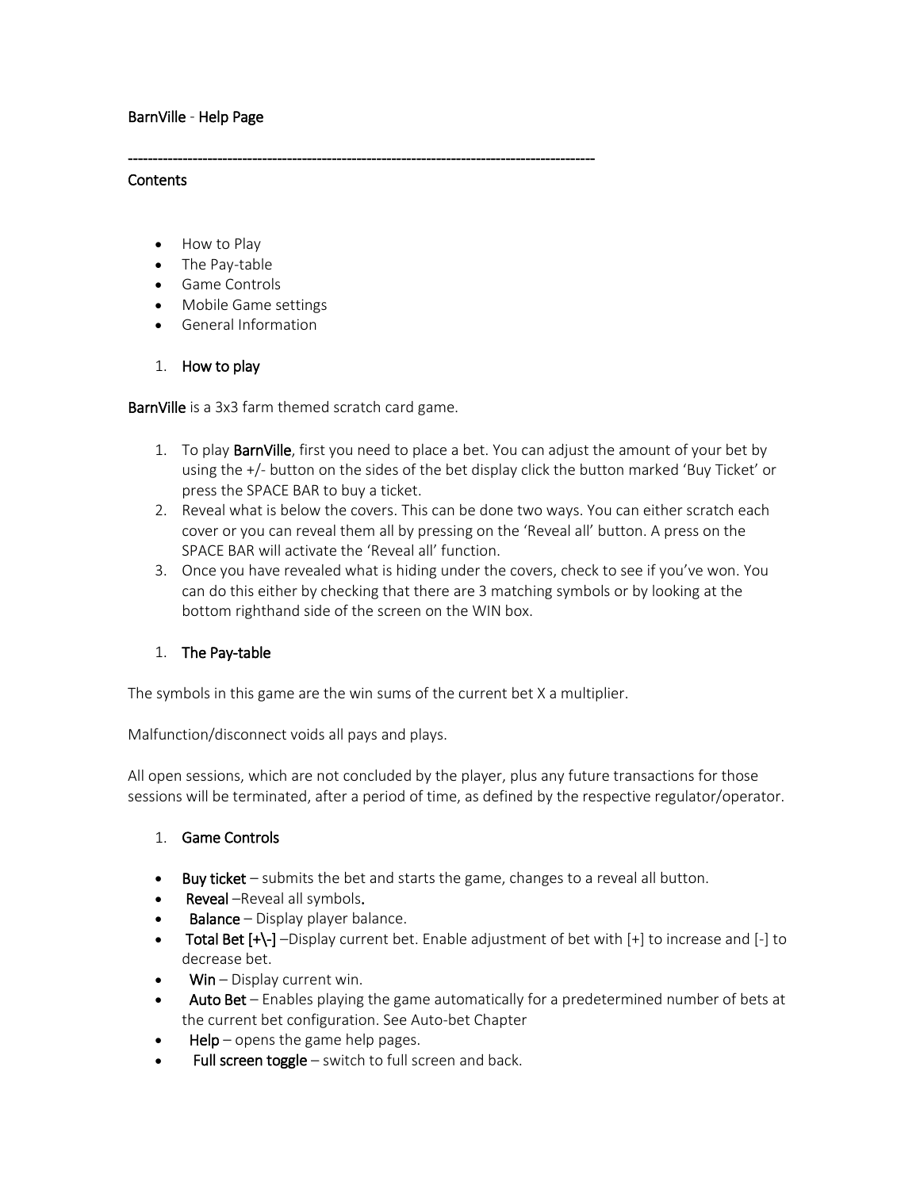# BarnVille - Help Page

---

## Contents

- How to Play
- The Pay-table
- Game Controls
- Mobile Game settings
- General Information

## 1. How to play

**BarnVille** is a 3x3 farm themed scratch card game.

1. To play **BarnVille**, first you need to place a bet. You can adjust the amount of your bet by using the +/- button on the sides of the bet display click the button marked 'Buy Ticket' or press the SPACE BAR to buy a ticket.
2. Reveal what is below the covers. This can be done two ways. You can either scratch each cover or you can reveal them all by pressing on the 'Reveal all' button. A press on the SPACE BAR will activate the 'Reveal all' function.
3. Once you have revealed what is hiding under the covers, check to see if you've won. You can do this either by checking that there are 3 matching symbols or by looking at the bottom righthand side of the screen on the WIN box.

## 1. The Pay-table

The symbols in this game are the win sums of the current bet X a multiplier.

Malfunction/disconnect voids all pays and plays.

All open sessions, which are not concluded by the player, plus any future transactions for those sessions will be terminated, after a period of time, as defined by the respective regulator/operator.

## 1. Game Controls

- **Buy ticket** – submits the bet and starts the game, changes to a reveal all button.
- **Reveal** –Reveal all symbols.
- **Balance** – Display player balance.
- **Total Bet [+\-]** –Display current bet. Enable adjustment of bet with [+] to increase and [-] to decrease bet.
- **Win** – Display current win.
- **Auto Bet** – Enables playing the game automatically for a predetermined number of bets at the current bet configuration. See Auto-bet Chapter
- **Help** – opens the game help pages.
- **Full screen toggle** – switch to full screen and back.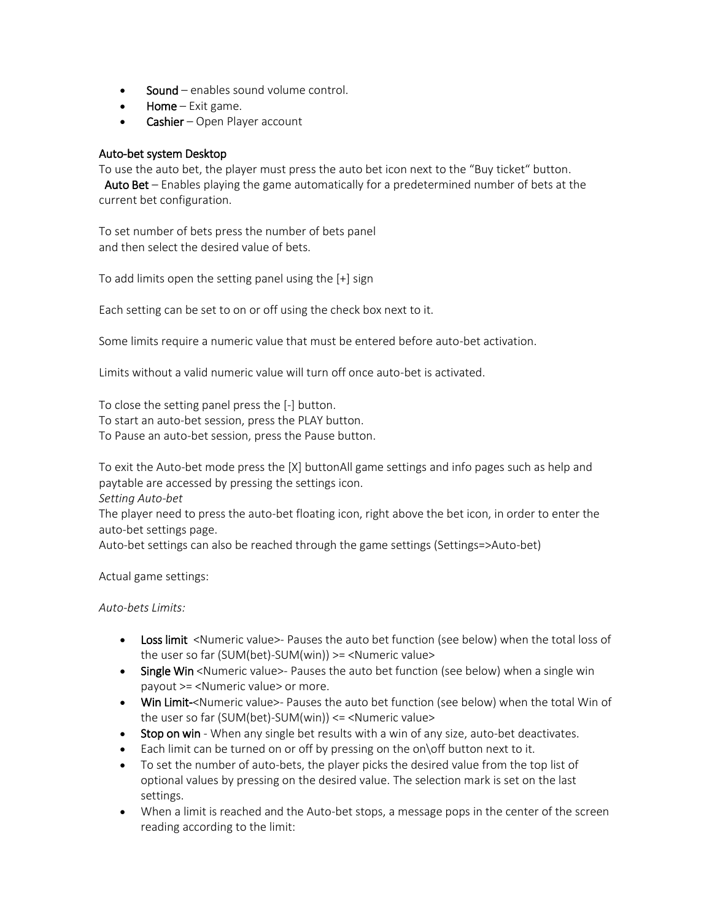- **Sound** – enables sound volume control.
- **Home** – Exit game.
- **Cashier** – Open Player account

### Auto-bet system Desktop

To use the auto bet, the player must press the auto bet icon next to the "Buy ticket" button.
**Auto Bet** – Enables playing the game automatically for a predetermined number of bets at the current bet configuration.

To set number of bets press the number of bets panel
and then select the desired value of bets.

To add limits open the setting panel using the [+] sign

Each setting can be set to on or off using the check box next to it.

Some limits require a numeric value that must be entered before auto-bet activation.

Limits without a valid numeric value will turn off once auto-bet is activated.

To close the setting panel press the [-] button.
To start an auto-bet session, press the PLAY button.
To Pause an auto-bet session, press the Pause button.

To exit the Auto-bet mode press the [X] buttonAll game settings and info pages such as help and paytable are accessed by pressing the settings icon.

*Setting Auto-bet*

The player need to press the auto-bet floating icon, right above the bet icon, in order to enter the auto-bet settings page.
Auto-bet settings can also be reached through the game settings (Settings=>Auto-bet)

Actual game settings:

*Auto-bets Limits:*

- **Loss limit** <Numeric value>- Pauses the auto bet function (see below) when the total loss of the user so far (SUM(bet)-SUM(win)) >= <Numeric value>
- **Single Win** <Numeric value>- Pauses the auto bet function (see below) when a single win payout >= <Numeric value> or more.
- **Win Limit-**<Numeric value>- Pauses the auto bet function (see below) when the total Win of the user so far (SUM(bet)-SUM(win)) <= <Numeric value>
- **Stop on win** - When any single bet results with a win of any size, auto-bet deactivates.
- Each limit can be turned on or off by pressing on the on\off button next to it.
- To set the number of auto-bets, the player picks the desired value from the top list of optional values by pressing on the desired value. The selection mark is set on the last settings.
- When a limit is reached and the Auto-bet stops, a message pops in the center of the screen reading according to the limit: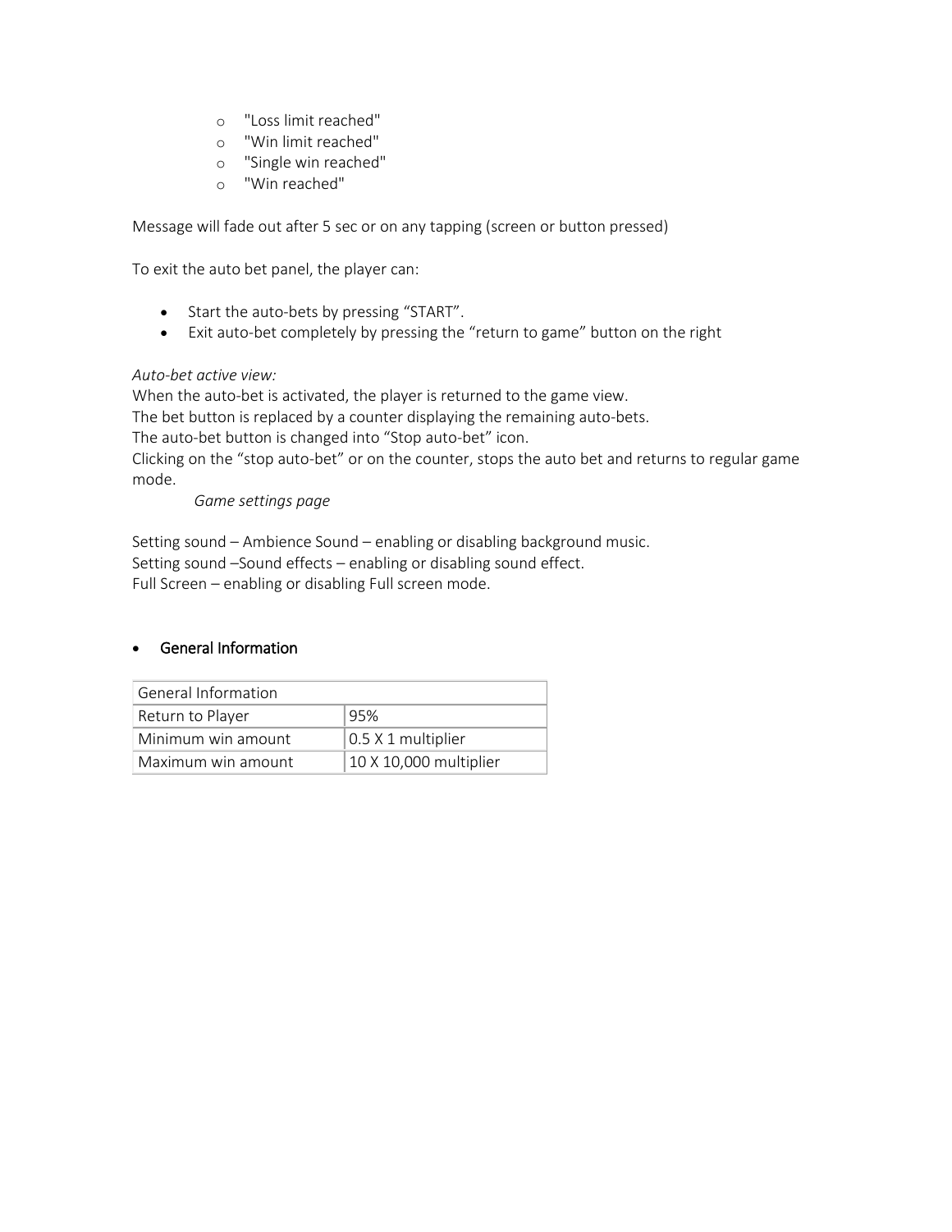- "Loss limit reached"
- "Win limit reached"
- "Single win reached"
- "Win reached"

Message will fade out after 5 sec or on any tapping (screen or button pressed)

To exit the auto bet panel, the player can:

- Start the auto-bets by pressing "START".
- Exit auto-bet completely by pressing the "return to game" button on the right

*Auto-bet active view:*
When the auto-bet is activated, the player is returned to the game view.
The bet button is replaced by a counter displaying the remaining auto-bets.
The auto-bet button is changed into "Stop auto-bet" icon.
Clicking on the "stop auto-bet" or on the counter, stops the auto bet and returns to regular game mode.

*Game settings page*

Setting sound – Ambience Sound – enabling or disabling background music.
Setting sound –Sound effects – enabling or disabling sound effect.
Full Screen – enabling or disabling Full screen mode.

- General Information

| General Information | |
|---|---|
| Return to Player | 95% |
| Minimum win amount | 0.5 X 1 multiplier |
| Maximum win amount | 10 X 10,000 multiplier |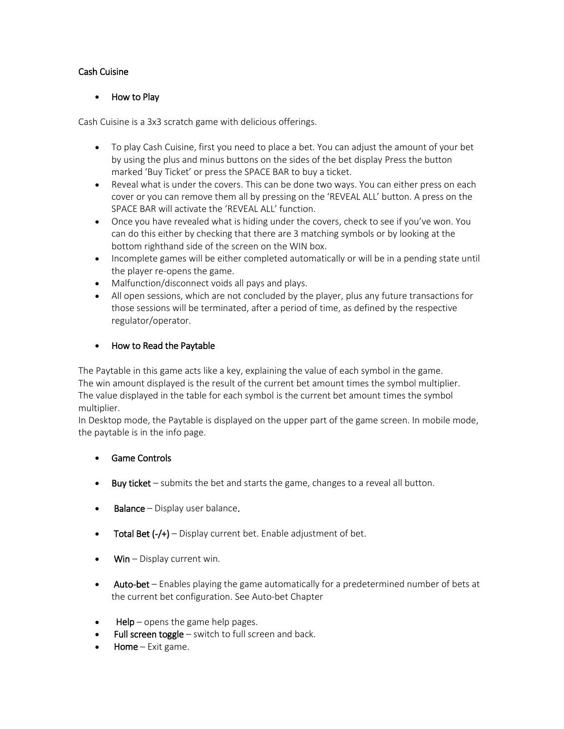Cash Cuisine

- How to Play

Cash Cuisine is a 3x3 scratch game with delicious offerings.

- To play Cash Cuisine, first you need to place a bet. You can adjust the amount of your bet by using the plus and minus buttons on the sides of the bet display Press the button marked 'Buy Ticket' or press the SPACE BAR to buy a ticket.
- Reveal what is under the covers. This can be done two ways. You can either press on each cover or you can remove them all by pressing on the 'REVEAL ALL' button. A press on the SPACE BAR will activate the 'REVEAL ALL' function.
- Once you have revealed what is hiding under the covers, check to see if you've won. You can do this either by checking that there are 3 matching symbols or by looking at the bottom righthand side of the screen on the WIN box.
- Incomplete games will be either completed automatically or will be in a pending state until the player re-opens the game.
- Malfunction/disconnect voids all pays and plays.
- All open sessions, which are not concluded by the player, plus any future transactions for those sessions will be terminated, after a period of time, as defined by the respective regulator/operator.

- How to Read the Paytable

The Paytable in this game acts like a key, explaining the value of each symbol in the game.
The win amount displayed is the result of the current bet amount times the symbol multiplier.
The value displayed in the table for each symbol is the current bet amount times the symbol multiplier.
In Desktop mode, the Paytable is displayed on the upper part of the game screen. In mobile mode, the paytable is in the info page.

- Game Controls

- **Buy ticket** – submits the bet and starts the game, changes to a reveal all button.
- **Balance** – Display user balance.
- **Total Bet (-/+)** – Display current bet. Enable adjustment of bet.
- **Win** – Display current win.
- **Auto-bet** – Enables playing the game automatically for a predetermined number of bets at the current bet configuration. See Auto-bet Chapter
- **Help** – opens the game help pages.
- **Full screen toggle** – switch to full screen and back.
- **Home** – Exit game.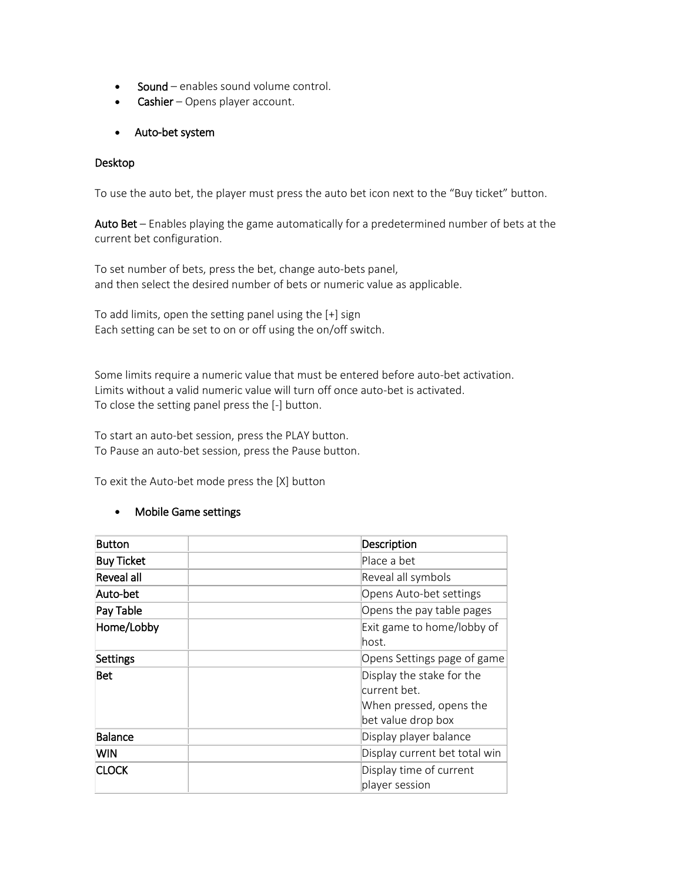- **Sound** – enables sound volume control.
- **Cashier** – Opens player account.

- **Auto-bet system**

**Desktop**

To use the auto bet, the player must press the auto bet icon next to the "Buy ticket" button.

**Auto Bet** – Enables playing the game automatically for a predetermined number of bets at the current bet configuration.

To set number of bets, press the bet, change auto-bets panel,
and then select the desired number of bets or numeric value as applicable.

To add limits, open the setting panel using the [+] sign
Each setting can be set to on or off using the on/off switch.

Some limits require a numeric value that must be entered before auto-bet activation.
Limits without a valid numeric value will turn off once auto-bet is activated.
To close the setting panel press the [-] button.

To start an auto-bet session, press the PLAY button.
To Pause an auto-bet session, press the Pause button.

To exit the Auto-bet mode press the [X] button

- **Mobile Game settings**

| Button | | Description |
|---|---|---|
| **Buy Ticket** | | Place a bet |
| **Reveal all** | | Reveal all symbols |
| **Auto-bet** | | Opens Auto-bet settings |
| **Pay Table** | | Opens the pay table pages |
| **Home/Lobby** | | Exit game to home/lobby of host. |
| **Settings** | | Opens Settings page of game |
| **Bet** | | Display the stake for the current bet.<br>When pressed, opens the bet value drop box |
| **Balance** | | Display player balance |
| **WIN** | | Display current bet total win |
| **CLOCK** | | Display time of current player session |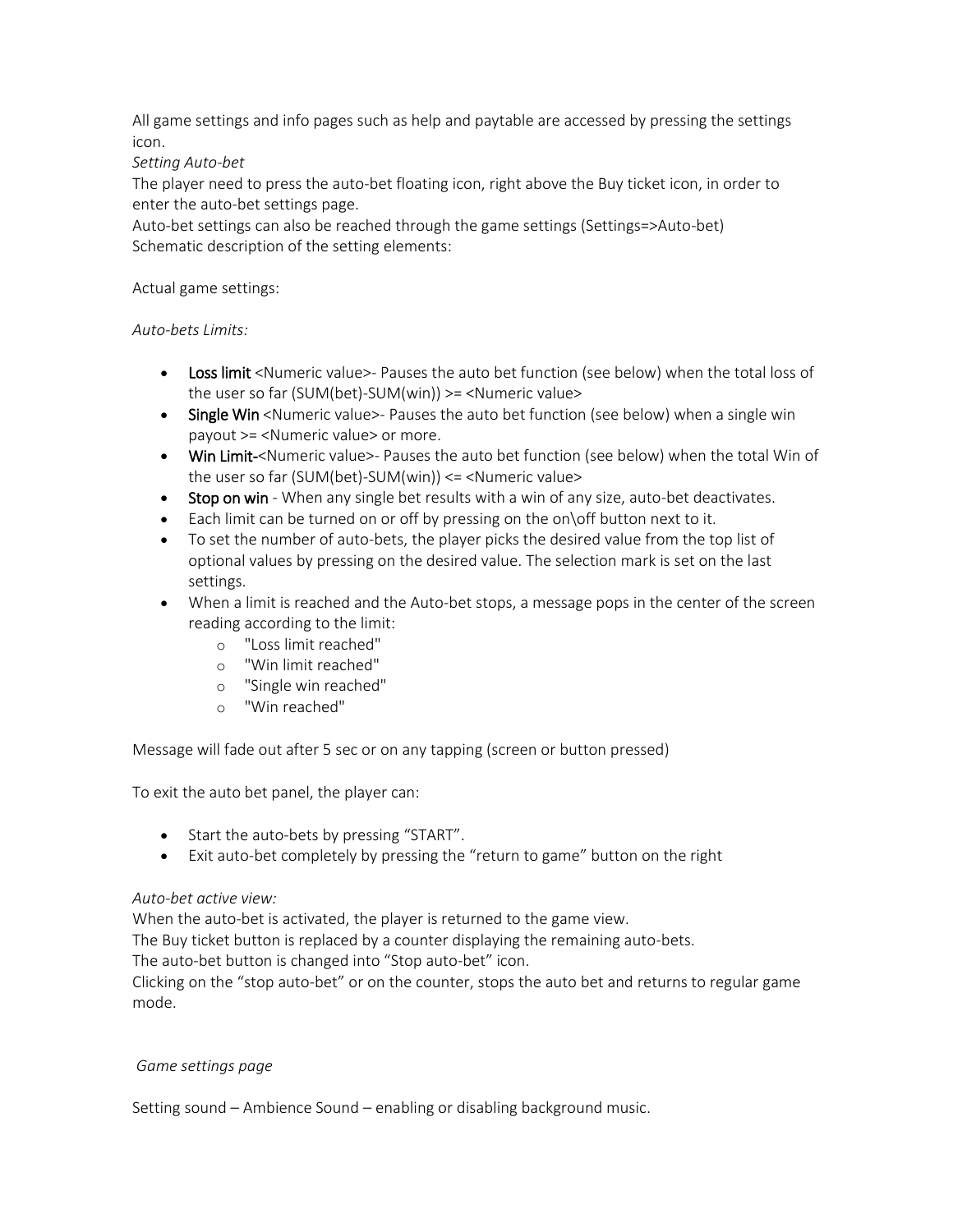All game settings and info pages such as help and paytable are accessed by pressing the settings icon.

*Setting Auto-bet*

The player need to press the auto-bet floating icon, right above the Buy ticket icon, in order to enter the auto-bet settings page.

Auto-bet settings can also be reached through the game settings (Settings=>Auto-bet)

Schematic description of the setting elements:

Actual game settings:

*Auto-bets Limits:*

- Loss limit <Numeric value>- Pauses the auto bet function (see below) when the total loss of the user so far (SUM(bet)-SUM(win)) >= <Numeric value>
- Single Win <Numeric value>- Pauses the auto bet function (see below) when a single win payout >= <Numeric value> or more.
- Win Limit-<Numeric value>- Pauses the auto bet function (see below) when the total Win of the user so far (SUM(bet)-SUM(win)) <= <Numeric value>
- Stop on win - When any single bet results with a win of any size, auto-bet deactivates.
- Each limit can be turned on or off by pressing on the on\off button next to it.
- To set the number of auto-bets, the player picks the desired value from the top list of optional values by pressing on the desired value. The selection mark is set on the last settings.
- When a limit is reached and the Auto-bet stops, a message pops in the center of the screen reading according to the limit:
  - "Loss limit reached"
  - "Win limit reached"
  - "Single win reached"
  - "Win reached"

Message will fade out after 5 sec or on any tapping (screen or button pressed)

To exit the auto bet panel, the player can:

- Start the auto-bets by pressing "START".
- Exit auto-bet completely by pressing the "return to game" button on the right

*Auto-bet active view:*

When the auto-bet is activated, the player is returned to the game view.

The Buy ticket button is replaced by a counter displaying the remaining auto-bets.

The auto-bet button is changed into "Stop auto-bet" icon.

Clicking on the "stop auto-bet" or on the counter, stops the auto bet and returns to regular game mode.

*Game settings page*

Setting sound – Ambience Sound – enabling or disabling background music.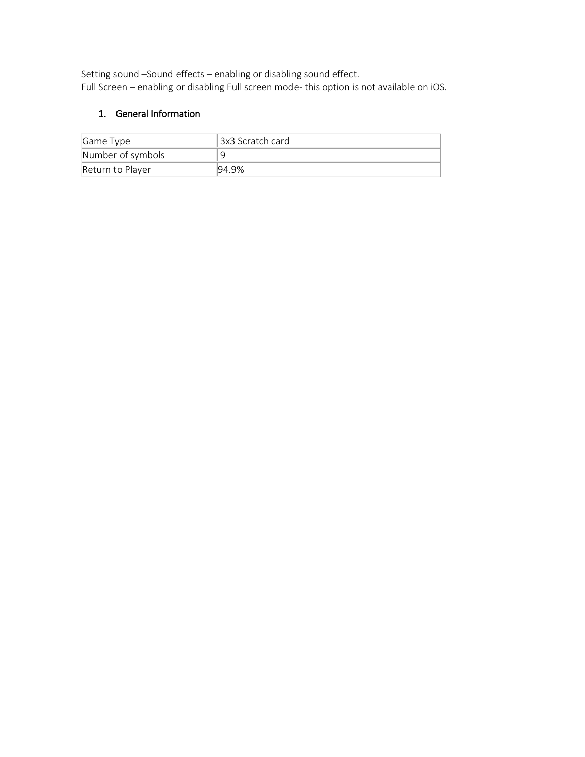Setting sound –Sound effects – enabling or disabling sound effect.
Full Screen – enabling or disabling Full screen mode- this option is not available on iOS.

## 1. General Information

| | |
|---|---|
| Game Type | 3x3 Scratch card |
| Number of symbols | 9 |
| Return to Player | 94.9% |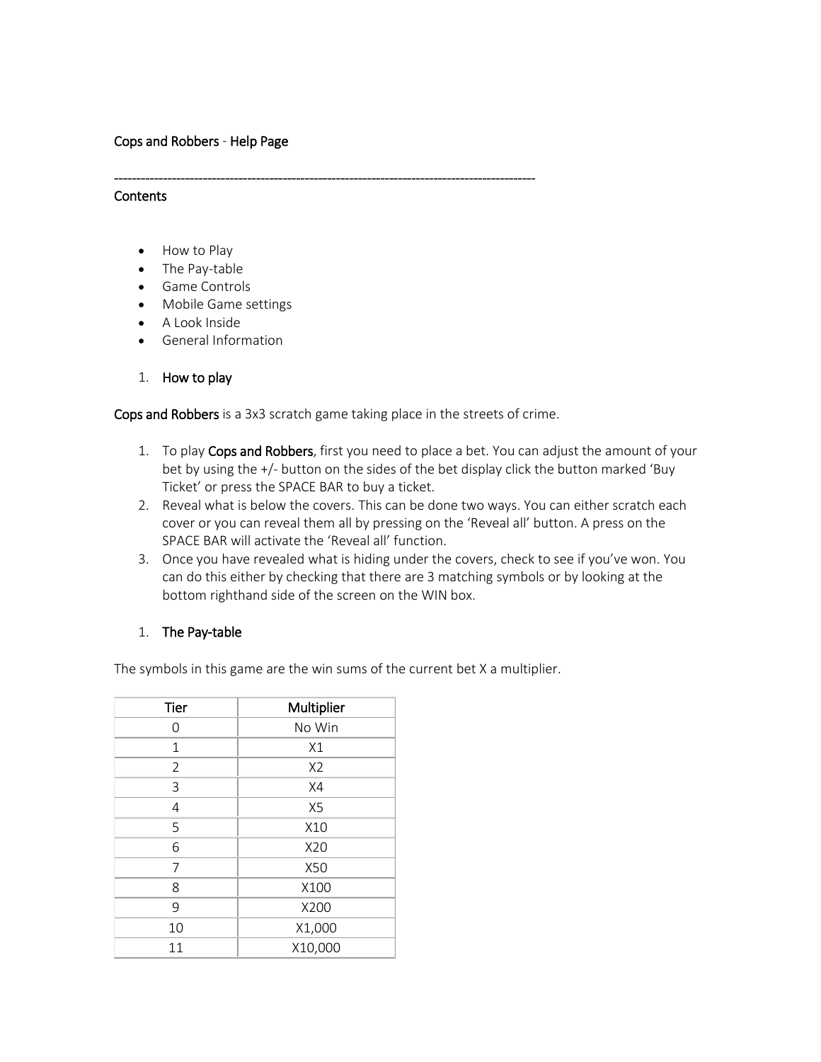Cops and Robbers - Help Page

----------------------------------------------------------------------------------------------------

Contents

- How to Play
- The Pay-table
- Game Controls
- Mobile Game settings
- A Look Inside
- General Information

1. How to play

**Cops and Robbers** is a 3x3 scratch game taking place in the streets of crime.

1. To play **Cops and Robbers**, first you need to place a bet. You can adjust the amount of your bet by using the +/- button on the sides of the bet display click the button marked 'Buy Ticket' or press the SPACE BAR to buy a ticket.
2. Reveal what is below the covers. This can be done two ways. You can either scratch each cover or you can reveal them all by pressing on the 'Reveal all' button. A press on the SPACE BAR will activate the 'Reveal all' function.
3. Once you have revealed what is hiding under the covers, check to see if you've won. You can do this either by checking that there are 3 matching symbols or by looking at the bottom righthand side of the screen on the WIN box.

1. The Pay-table

The symbols in this game are the win sums of the current bet X a multiplier.

| Tier | Multiplier |
|---|---|
| 0 | No Win |
| 1 | X1 |
| 2 | X2 |
| 3 | X4 |
| 4 | X5 |
| 5 | X10 |
| 6 | X20 |
| 7 | X50 |
| 8 | X100 |
| 9 | X200 |
| 10 | X1,000 |
| 11 | X10,000 |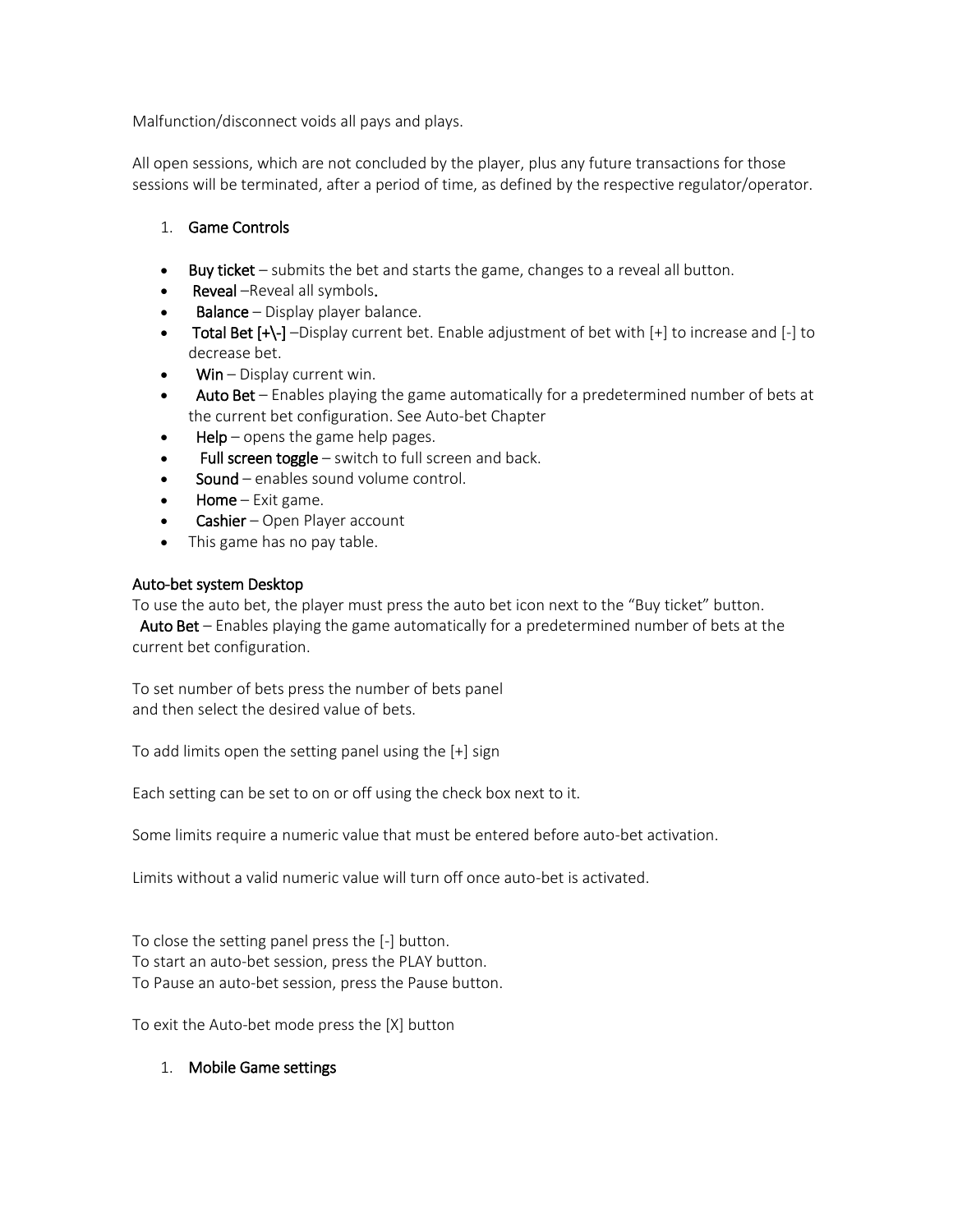Malfunction/disconnect voids all pays and plays.

All open sessions, which are not concluded by the player, plus any future transactions for those sessions will be terminated, after a period of time, as defined by the respective regulator/operator.

1. **Game Controls**

- **Buy ticket** – submits the bet and starts the game, changes to a reveal all button.
- **Reveal** –Reveal all symbols.
- **Balance** – Display player balance.
- **Total Bet [+\-]** –Display current bet. Enable adjustment of bet with [+] to increase and [-] to decrease bet.
- **Win** – Display current win.
- **Auto Bet** – Enables playing the game automatically for a predetermined number of bets at the current bet configuration. See Auto-bet Chapter
- **Help** – opens the game help pages.
- **Full screen toggle** – switch to full screen and back.
- **Sound** – enables sound volume control.
- **Home** – Exit game.
- **Cashier** – Open Player account
- This game has no pay table.

**Auto-bet system Desktop**

To use the auto bet, the player must press the auto bet icon next to the "Buy ticket" button.

**Auto Bet** – Enables playing the game automatically for a predetermined number of bets at the current bet configuration.

To set number of bets press the number of bets panel
and then select the desired value of bets.

To add limits open the setting panel using the [+] sign

Each setting can be set to on or off using the check box next to it.

Some limits require a numeric value that must be entered before auto-bet activation.

Limits without a valid numeric value will turn off once auto-bet is activated.

To close the setting panel press the [-] button.
To start an auto-bet session, press the PLAY button.
To Pause an auto-bet session, press the Pause button.

To exit the Auto-bet mode press the [X] button

1. **Mobile Game settings**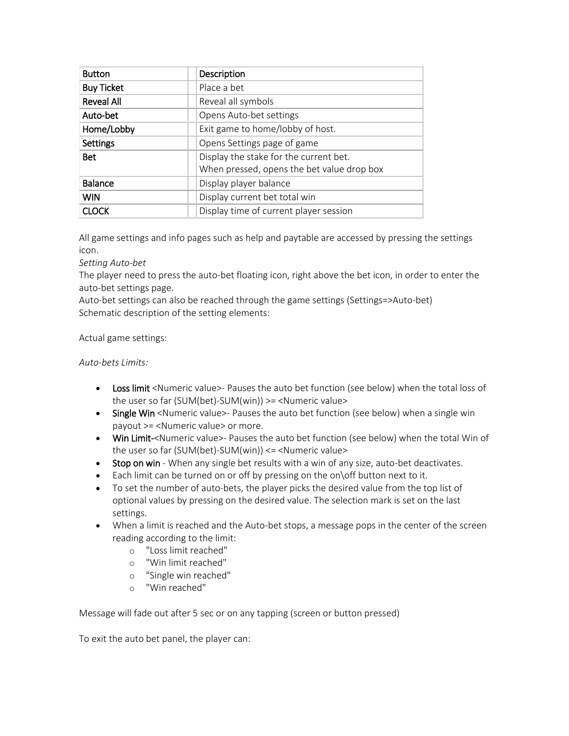| Button | Description |
| --- | --- |
| Buy Ticket | Place a bet |
| Reveal All | Reveal all symbols |
| Auto-bet | Opens Auto-bet settings |
| Home/Lobby | Exit game to home/lobby of host. |
| Settings | Opens Settings page of game |
| Bet | Display the stake for the current bet.<br>When pressed, opens the bet value drop box |
| Balance | Display player balance |
| WIN | Display current bet total win |
| CLOCK | Display time of current player session |

All game settings and info pages such as help and paytable are accessed by pressing the settings icon.

*Setting Auto-bet*

The player need to press the auto-bet floating icon, right above the bet icon, in order to enter the auto-bet settings page.

Auto-bet settings can also be reached through the game settings (Settings=>Auto-bet)

Schematic description of the setting elements:

Actual game settings:

*Auto-bets Limits:*

- **Loss limit** <Numeric value>- Pauses the auto bet function (see below) when the total loss of the user so far (SUM(bet)-SUM(win)) >= <Numeric value>
- **Single Win** <Numeric value>- Pauses the auto bet function (see below) when a single win payout >= <Numeric value> or more.
- **Win Limit-**<Numeric value>- Pauses the auto bet function (see below) when the total Win of the user so far (SUM(bet)-SUM(win)) <= <Numeric value>
- **Stop on win** - When any single bet results with a win of any size, auto-bet deactivates.
- Each limit can be turned on or off by pressing on the on\off button next to it.
- To set the number of auto-bets, the player picks the desired value from the top list of optional values by pressing on the desired value. The selection mark is set on the last settings.
- When a limit is reached and the Auto-bet stops, a message pops in the center of the screen reading according to the limit:
  - "Loss limit reached"
  - "Win limit reached"
  - "Single win reached"
  - "Win reached"

Message will fade out after 5 sec or on any tapping (screen or button pressed)

To exit the auto bet panel, the player can: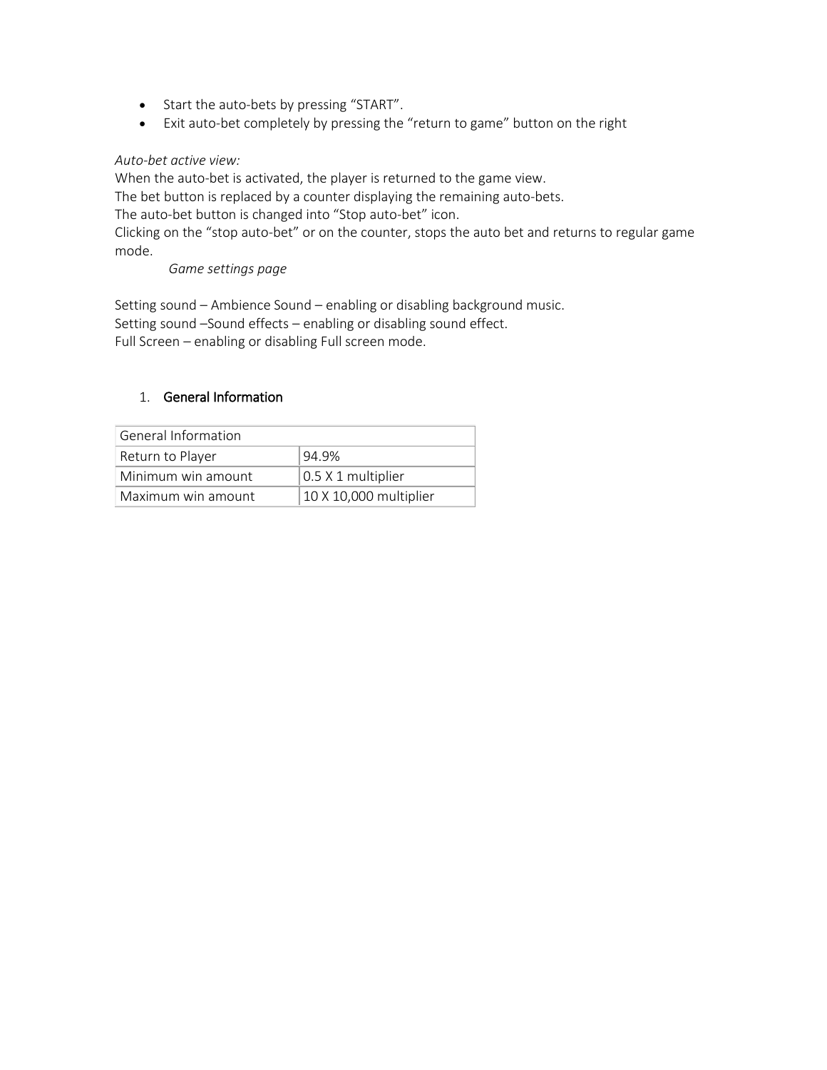- Start the auto-bets by pressing “START”.
- Exit auto-bet completely by pressing the “return to game” button on the right

*Auto-bet active view:*

When the auto-bet is activated, the player is returned to the game view.
The bet button is replaced by a counter displaying the remaining auto-bets.
The auto-bet button is changed into “Stop auto-bet” icon.
Clicking on the “stop auto-bet” or on the counter, stops the auto bet and returns to regular game mode.

*Game settings page*

Setting sound – Ambience Sound – enabling or disabling background music.
Setting sound –Sound effects – enabling or disabling sound effect.
Full Screen – enabling or disabling Full screen mode.

1. General Information

| General Information | |
|---|---|
| Return to Player | 94.9% |
| Minimum win amount | 0.5 X 1 multiplier |
| Maximum win amount | 10 X 10,000 multiplier |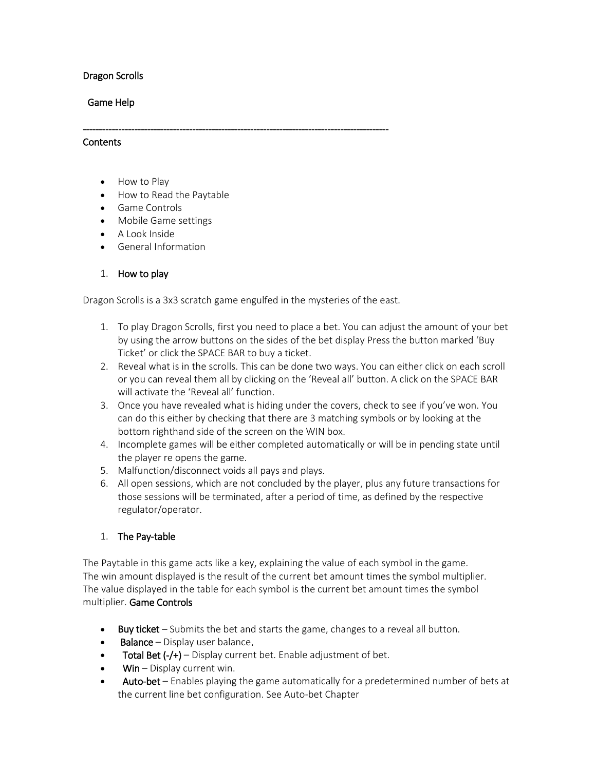Dragon Scrolls

Game Help

-----------------------------------------------------------------------------------------------

Contents

- How to Play
- How to Read the Paytable
- Game Controls
- Mobile Game settings
- A Look Inside
- General Information

1. **How to play**

Dragon Scrolls is a 3x3 scratch game engulfed in the mysteries of the east.

1. To play Dragon Scrolls, first you need to place a bet. You can adjust the amount of your bet by using the arrow buttons on the sides of the bet display Press the button marked 'Buy Ticket' or click the SPACE BAR to buy a ticket.
2. Reveal what is in the scrolls. This can be done two ways. You can either click on each scroll or you can reveal them all by clicking on the 'Reveal all' button. A click on the SPACE BAR will activate the 'Reveal all' function.
3. Once you have revealed what is hiding under the covers, check to see if you've won. You can do this either by checking that there are 3 matching symbols or by looking at the bottom righthand side of the screen on the WIN box.
4. Incomplete games will be either completed automatically or will be in pending state until the player re opens the game.
5. Malfunction/disconnect voids all pays and plays.
6. All open sessions, which are not concluded by the player, plus any future transactions for those sessions will be terminated, after a period of time, as defined by the respective regulator/operator.

1. **The Pay-table**

The Paytable in this game acts like a key, explaining the value of each symbol in the game. The win amount displayed is the result of the current bet amount times the symbol multiplier. The value displayed in the table for each symbol is the current bet amount times the symbol multiplier. **Game Controls**

- **Buy ticket** – Submits the bet and starts the game, changes to a reveal all button.
- **Balance** – Display user balance.
- **Total Bet (-/+)** – Display current bet. Enable adjustment of bet.
- **Win** – Display current win.
- **Auto-bet** – Enables playing the game automatically for a predetermined number of bets at the current line bet configuration. See Auto-bet Chapter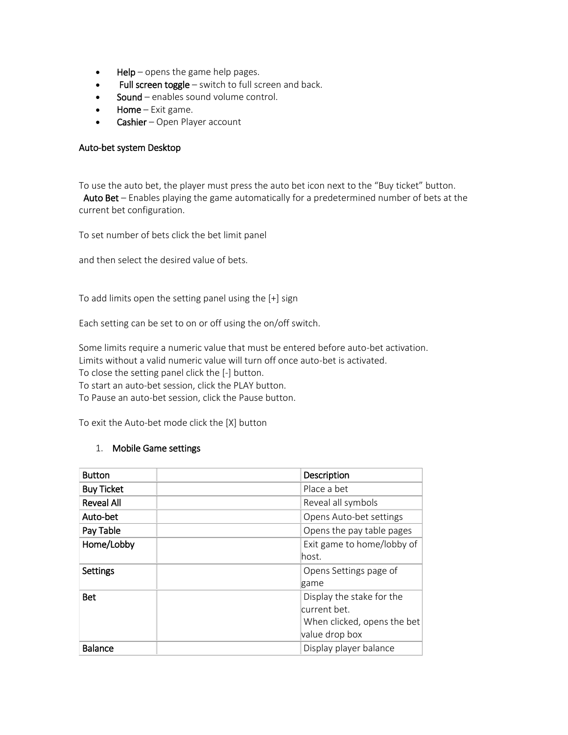- **Help** – opens the game help pages.
- **Full screen toggle** – switch to full screen and back.
- **Sound** – enables sound volume control.
- **Home** – Exit game.
- **Cashier** – Open Player account

**Auto-bet system Desktop**

To use the auto bet, the player must press the auto bet icon next to the "Buy ticket" button.
**Auto Bet** – Enables playing the game automatically for a predetermined number of bets at the current bet configuration.

To set number of bets click the bet limit panel

and then select the desired value of bets.

To add limits open the setting panel using the [+] sign

Each setting can be set to on or off using the on/off switch.

Some limits require a numeric value that must be entered before auto-bet activation.
Limits without a valid numeric value will turn off once auto-bet is activated.
To close the setting panel click the [-] button.
To start an auto-bet session, click the PLAY button.
To Pause an auto-bet session, click the Pause button.

To exit the Auto-bet mode click the [X] button

1. **Mobile Game settings**

| **Button** | | **Description** |
|---|---|---|
| **Buy Ticket** | | Place a bet |
| **Reveal All** | | Reveal all symbols |
| **Auto-bet** | | Opens Auto-bet settings |
| **Pay Table** | | Opens the pay table pages |
| **Home/Lobby** | | Exit game to home/lobby of host. |
| **Settings** | | Opens Settings page of game |
| **Bet** | | Display the stake for the current bet.<br>When clicked, opens the bet value drop box |
| **Balance** | | Display player balance |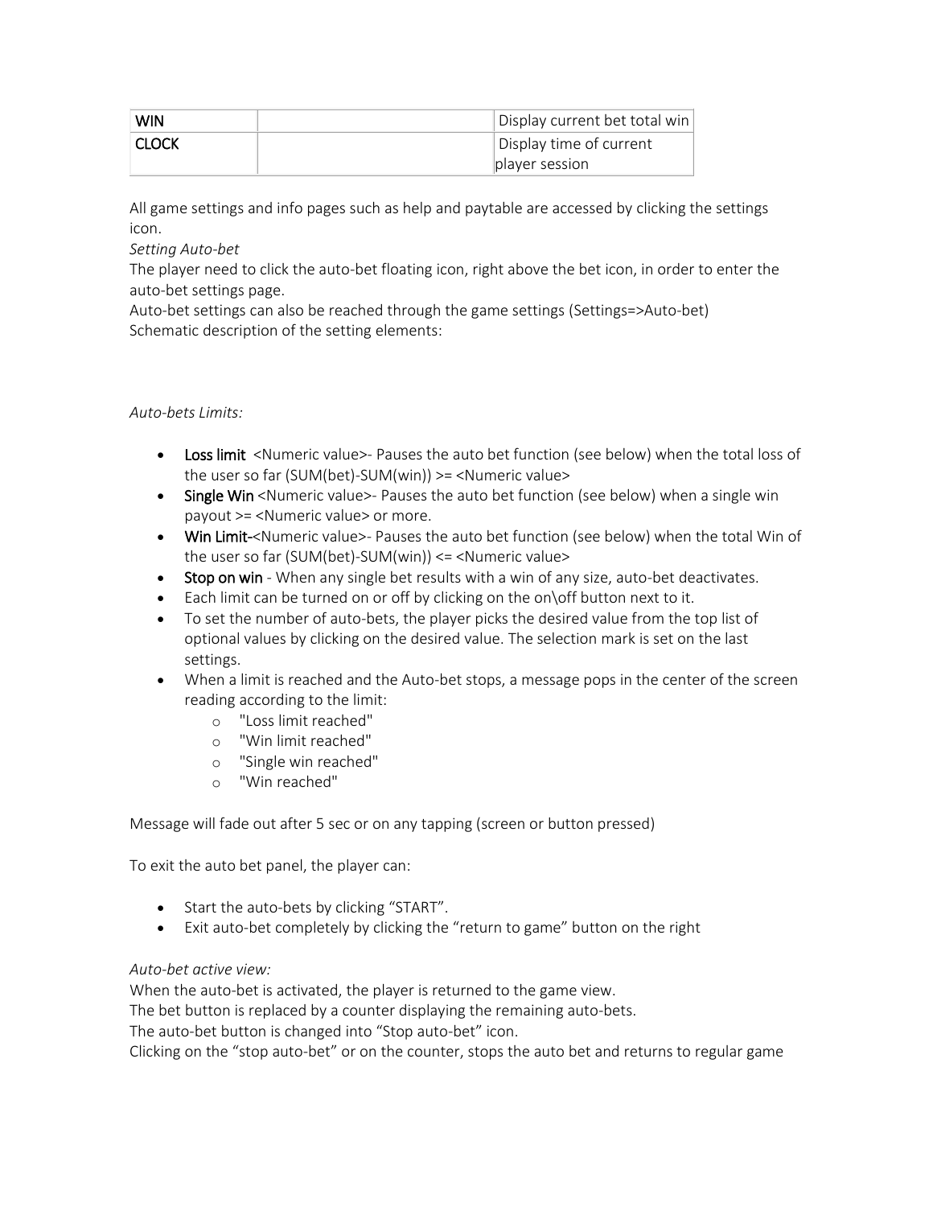| WIN | | Display current bet total win |
|---|---|---|
| CLOCK | | Display time of current player session |

All game settings and info pages such as help and paytable are accessed by clicking the settings icon.

*Setting Auto-bet*

The player need to click the auto-bet floating icon, right above the bet icon, in order to enter the auto-bet settings page.

Auto-bet settings can also be reached through the game settings (Settings=>Auto-bet)

Schematic description of the setting elements:

*Auto-bets Limits:*

- Loss limit <Numeric value>- Pauses the auto bet function (see below) when the total loss of the user so far (SUM(bet)-SUM(win)) >= <Numeric value>
- Single Win <Numeric value>- Pauses the auto bet function (see below) when a single win payout >= <Numeric value> or more.
- Win Limit-<Numeric value>- Pauses the auto bet function (see below) when the total Win of the user so far (SUM(bet)-SUM(win)) <= <Numeric value>
- Stop on win - When any single bet results with a win of any size, auto-bet deactivates.
- Each limit can be turned on or off by clicking on the on\off button next to it.
- To set the number of auto-bets, the player picks the desired value from the top list of optional values by clicking on the desired value. The selection mark is set on the last settings.
- When a limit is reached and the Auto-bet stops, a message pops in the center of the screen reading according to the limit:
  - "Loss limit reached"
  - "Win limit reached"
  - "Single win reached"
  - "Win reached"

Message will fade out after 5 sec or on any tapping (screen or button pressed)

To exit the auto bet panel, the player can:

- Start the auto-bets by clicking “START”.
- Exit auto-bet completely by clicking the “return to game” button on the right

*Auto-bet active view:*

When the auto-bet is activated, the player is returned to the game view.

The bet button is replaced by a counter displaying the remaining auto-bets.

The auto-bet button is changed into “Stop auto-bet” icon.

Clicking on the “stop auto-bet” or on the counter, stops the auto bet and returns to regular game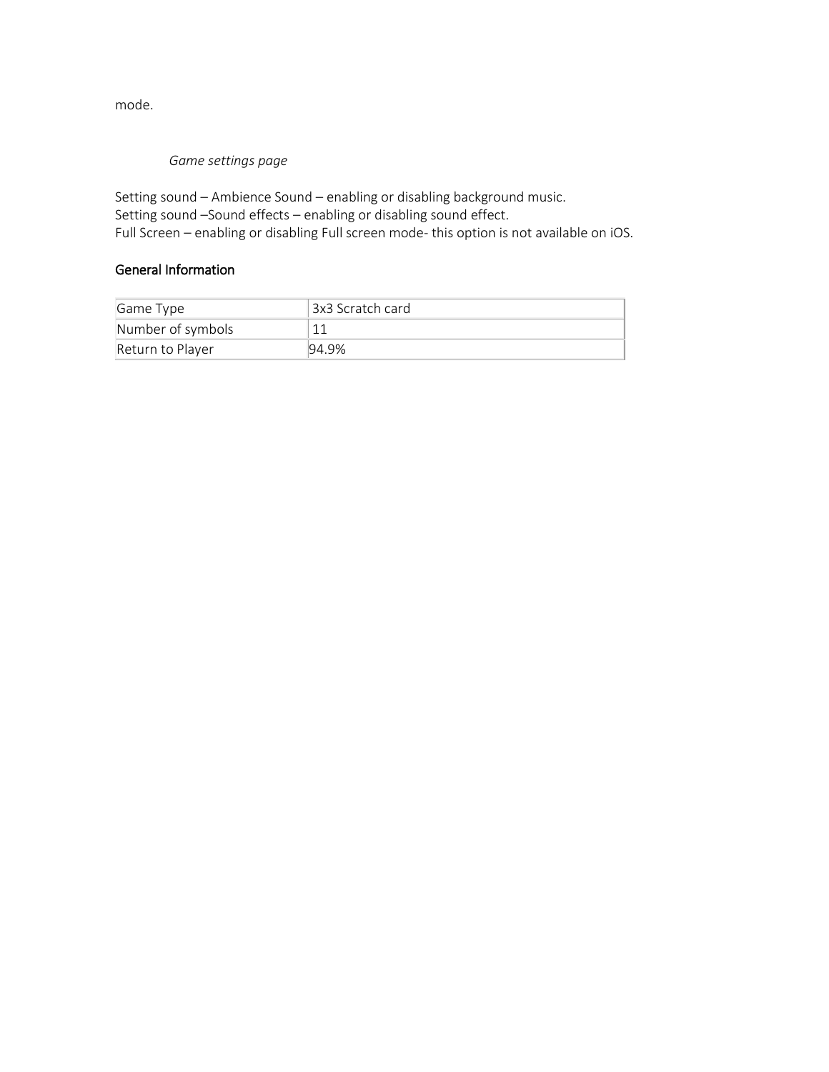mode.

*Game settings page*

Setting sound – Ambience Sound – enabling or disabling background music.
Setting sound –Sound effects – enabling or disabling sound effect.
Full Screen – enabling or disabling Full screen mode- this option is not available on iOS.

## General Information

| Game Type | 3x3 Scratch card |
| --- | --- |
| Number of symbols | 11 |
| Return to Player | 94.9% |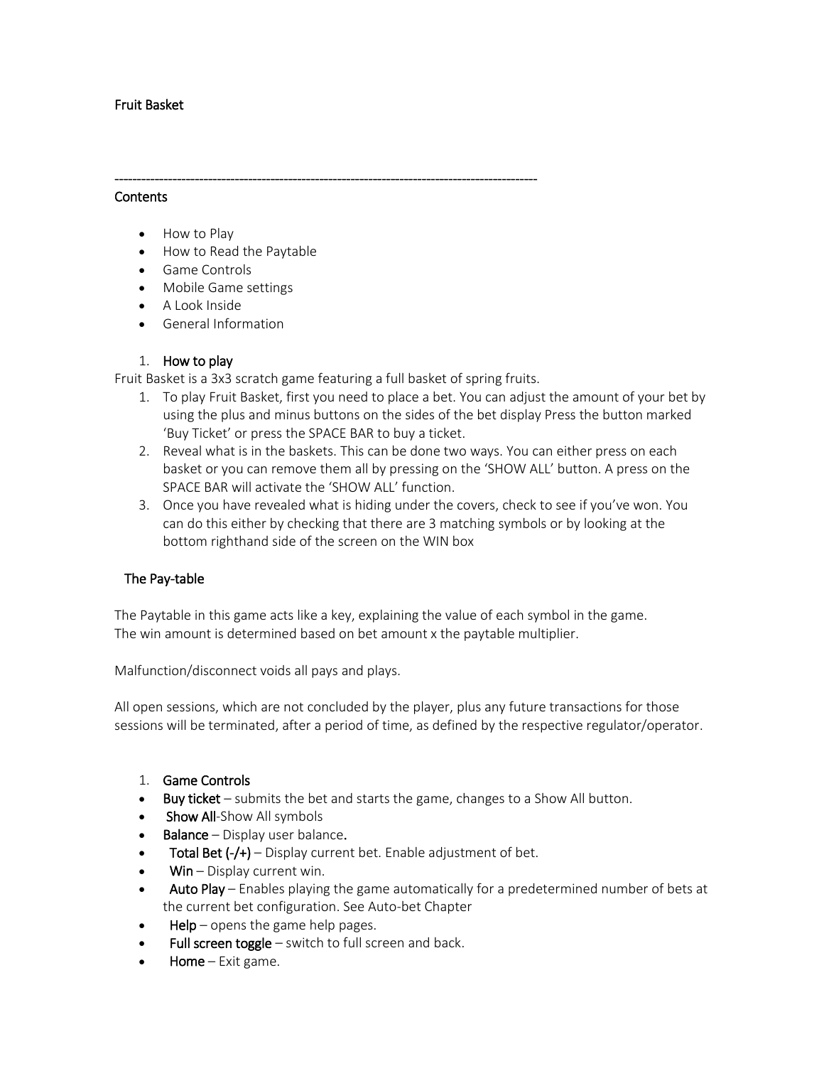Fruit Basket

-----------------------------------------------------------------------------------------------

Contents

- How to Play
- How to Read the Paytable
- Game Controls
- Mobile Game settings
- A Look Inside
- General Information

1. **How to play**

Fruit Basket is a 3x3 scratch game featuring a full basket of spring fruits.

1. To play Fruit Basket, first you need to place a bet. You can adjust the amount of your bet by using the plus and minus buttons on the sides of the bet display Press the button marked 'Buy Ticket' or press the SPACE BAR to buy a ticket.
2. Reveal what is in the baskets. This can be done two ways. You can either press on each basket or you can remove them all by pressing on the 'SHOW ALL' button. A press on the SPACE BAR will activate the 'SHOW ALL' function.
3. Once you have revealed what is hiding under the covers, check to see if you've won. You can do this either by checking that there are 3 matching symbols or by looking at the bottom righthand side of the screen on the WIN box

The Pay-table

The Paytable in this game acts like a key, explaining the value of each symbol in the game. The win amount is determined based on bet amount x the paytable multiplier.

Malfunction/disconnect voids all pays and plays.

All open sessions, which are not concluded by the player, plus any future transactions for those sessions will be terminated, after a period of time, as defined by the respective regulator/operator.

1. **Game Controls**

- **Buy ticket** – submits the bet and starts the game, changes to a Show All button.
- **Show All**-Show All symbols
- **Balance** – Display user balance.
- **Total Bet (-/+)** – Display current bet. Enable adjustment of bet.
- **Win** – Display current win.
- **Auto Play** – Enables playing the game automatically for a predetermined number of bets at the current bet configuration. See Auto-bet Chapter
- **Help** – opens the game help pages.
- **Full screen toggle** – switch to full screen and back.
- **Home** – Exit game.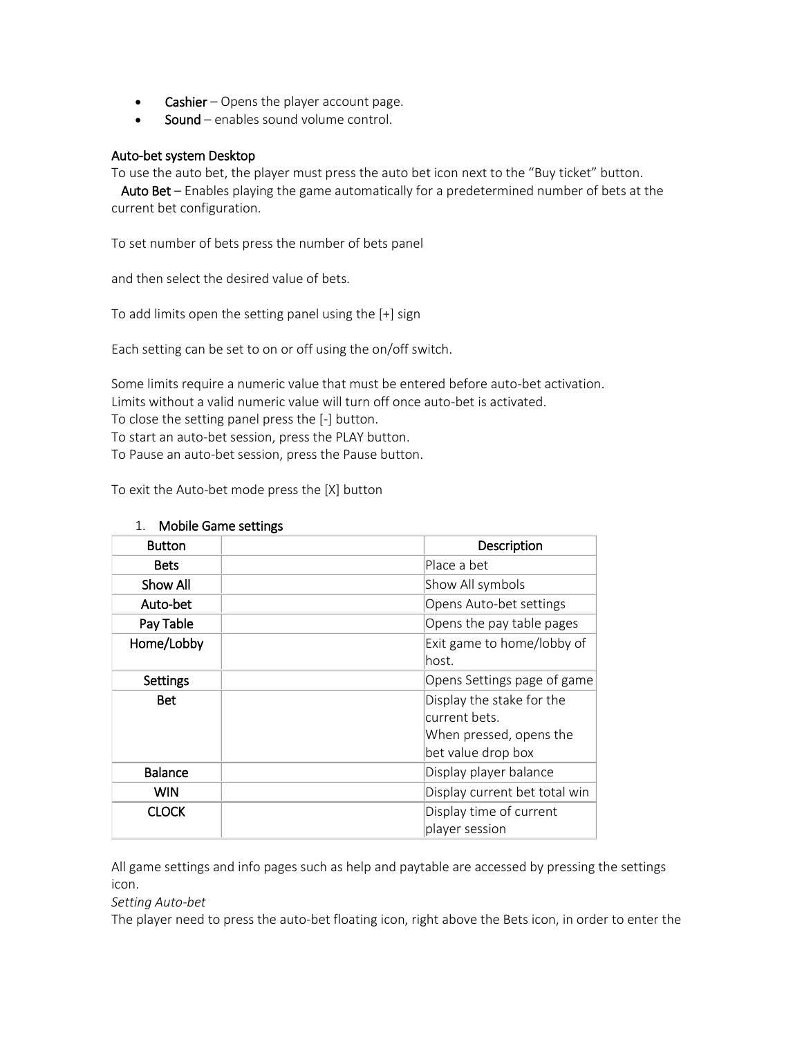- **Cashier** – Opens the player account page.
- **Sound** – enables sound volume control.

**Auto-bet system Desktop**

To use the auto bet, the player must press the auto bet icon next to the "Buy ticket" button.

**Auto Bet** – Enables playing the game automatically for a predetermined number of bets at the current bet configuration.

To set number of bets press the number of bets panel

and then select the desired value of bets.

To add limits open the setting panel using the [+] sign

Each setting can be set to on or off using the on/off switch.

Some limits require a numeric value that must be entered before auto-bet activation.
Limits without a valid numeric value will turn off once auto-bet is activated.
To close the setting panel press the [-] button.
To start an auto-bet session, press the PLAY button.
To Pause an auto-bet session, press the Pause button.

To exit the Auto-bet mode press the [X] button

1. **Mobile Game settings**

| Button | | Description |
|---|---|---|
| Bets | | Place a bet |
| Show All | | Show All symbols |
| Auto-bet | | Opens Auto-bet settings |
| Pay Table | | Opens the pay table pages |
| Home/Lobby | | Exit game to home/lobby of host. |
| Settings | | Opens Settings page of game |
| Bet | | Display the stake for the current bets. When pressed, opens the bet value drop box |
| Balance | | Display player balance |
| WIN | | Display current bet total win |
| CLOCK | | Display time of current player session |

All game settings and info pages such as help and paytable are accessed by pressing the settings icon.

*Setting Auto-bet*

The player need to press the auto-bet floating icon, right above the Bets icon, in order to enter the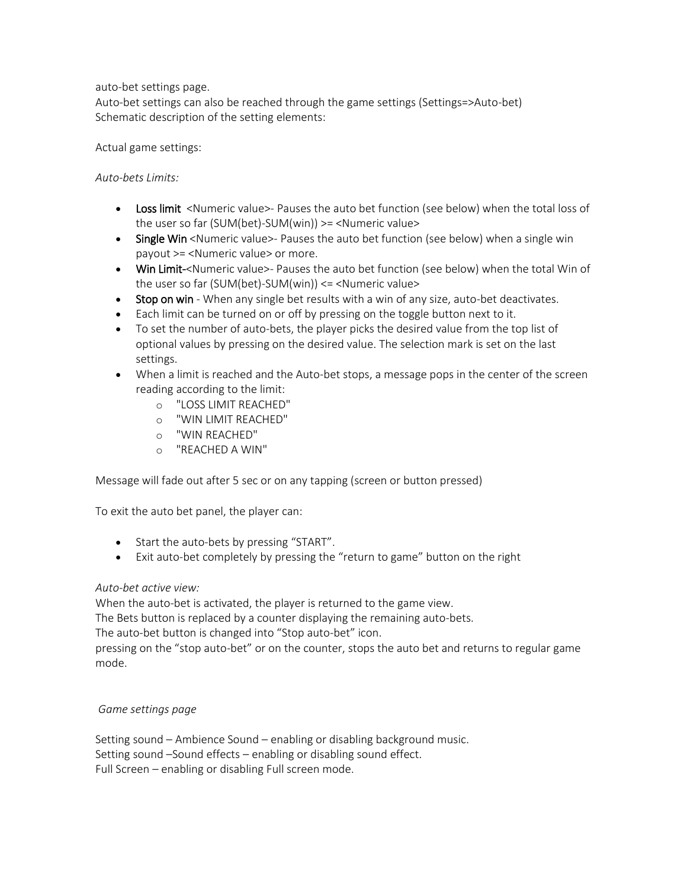auto-bet settings page.
Auto-bet settings can also be reached through the game settings (Settings=>Auto-bet)
Schematic description of the setting elements:

Actual game settings:

*Auto-bets Limits:*

- Loss limit <Numeric value>- Pauses the auto bet function (see below) when the total loss of the user so far (SUM(bet)-SUM(win)) >= <Numeric value>
- Single Win <Numeric value>- Pauses the auto bet function (see below) when a single win payout >= <Numeric value> or more.
- Win Limit-<Numeric value>- Pauses the auto bet function (see below) when the total Win of the user so far (SUM(bet)-SUM(win)) <= <Numeric value>
- Stop on win - When any single bet results with a win of any size, auto-bet deactivates.
- Each limit can be turned on or off by pressing on the toggle button next to it.
- To set the number of auto-bets, the player picks the desired value from the top list of optional values by pressing on the desired value. The selection mark is set on the last settings.
- When a limit is reached and the Auto-bet stops, a message pops in the center of the screen reading according to the limit:
  - "LOSS LIMIT REACHED"
  - "WIN LIMIT REACHED"
  - "WIN REACHED"
  - "REACHED A WIN"

Message will fade out after 5 sec or on any tapping (screen or button pressed)

To exit the auto bet panel, the player can:

- Start the auto-bets by pressing "START".
- Exit auto-bet completely by pressing the "return to game" button on the right

*Auto-bet active view:*
When the auto-bet is activated, the player is returned to the game view.
The Bets button is replaced by a counter displaying the remaining auto-bets.
The auto-bet button is changed into "Stop auto-bet" icon.
pressing on the "stop auto-bet" or on the counter, stops the auto bet and returns to regular game mode.

*Game settings page*

Setting sound – Ambience Sound – enabling or disabling background music.
Setting sound –Sound effects – enabling or disabling sound effect.
Full Screen – enabling or disabling Full screen mode.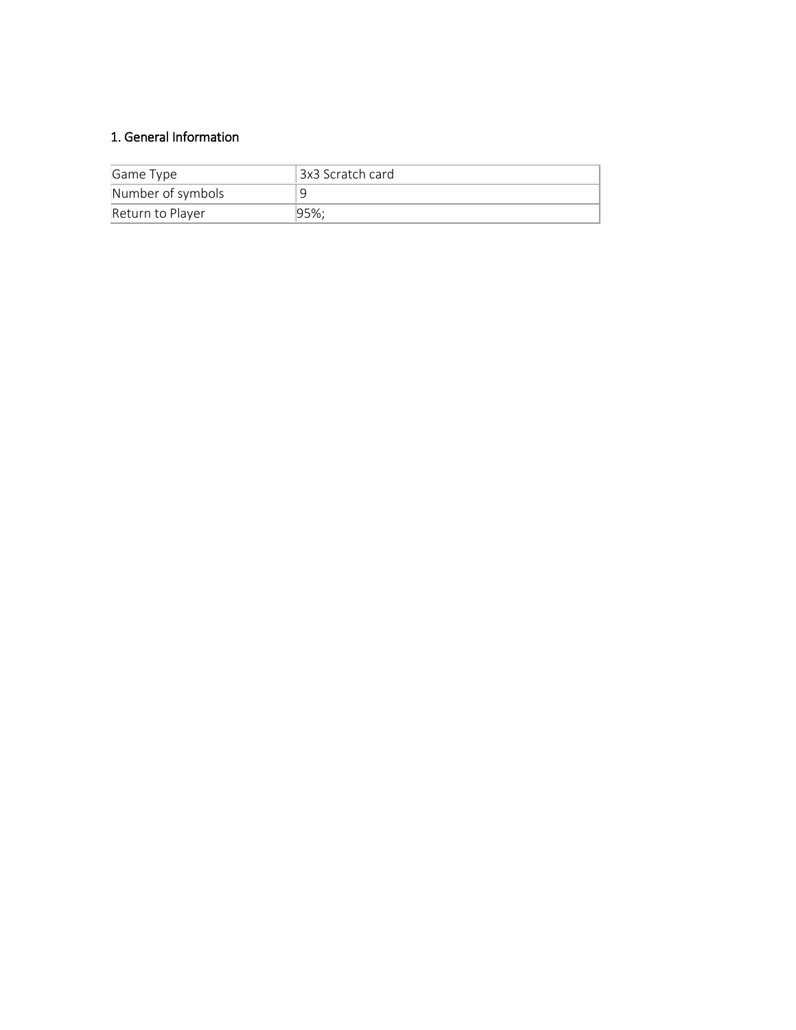## 1. General Information

| Game Type | 3x3 Scratch card |
| --- | --- |
| Number of symbols | 9 |
| Return to Player | 95%; |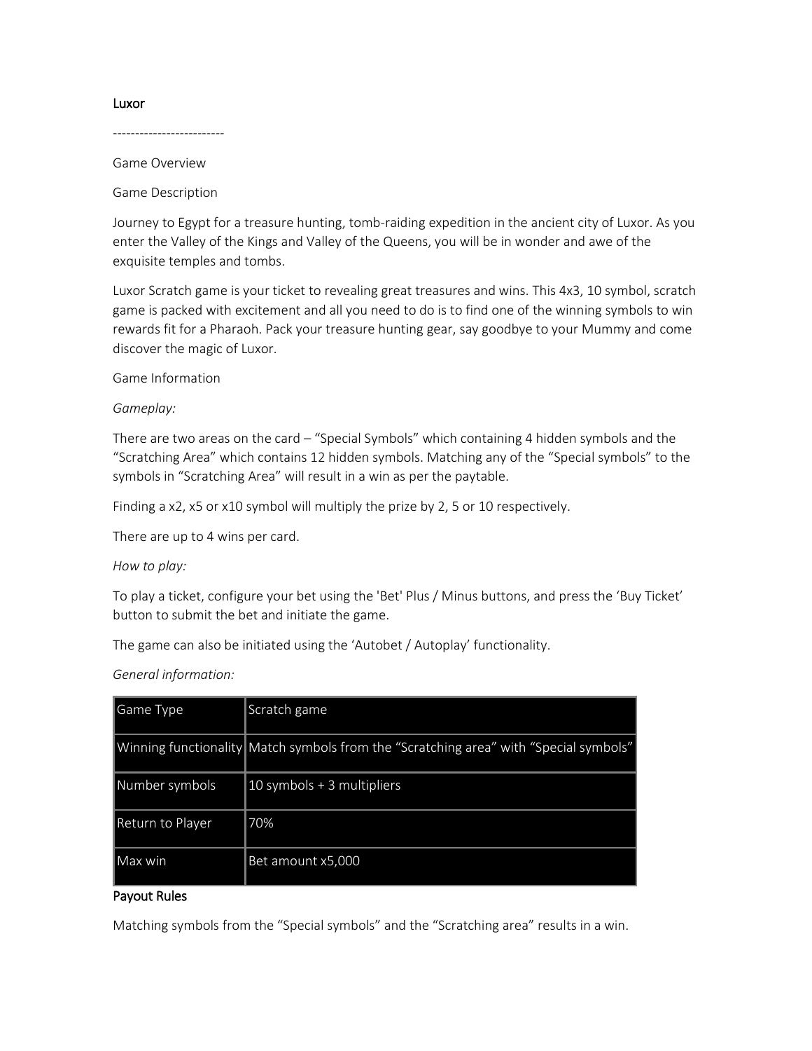## Luxor

-------------------------

Game Overview

Game Description

Journey to Egypt for a treasure hunting, tomb-raiding expedition in the ancient city of Luxor. As you enter the Valley of the Kings and Valley of the Queens, you will be in wonder and awe of the exquisite temples and tombs.

Luxor Scratch game is your ticket to revealing great treasures and wins. This 4x3, 10 symbol, scratch game is packed with excitement and all you need to do is to find one of the winning symbols to win rewards fit for a Pharaoh. Pack your treasure hunting gear, say goodbye to your Mummy and come discover the magic of Luxor.

Game Information

*Gameplay:*

There are two areas on the card – "Special Symbols" which containing 4 hidden symbols and the "Scratching Area" which contains 12 hidden symbols. Matching any of the "Special symbols" to the symbols in "Scratching Area" will result in a win as per the paytable.

Finding a x2, x5 or x10 symbol will multiply the prize by 2, 5 or 10 respectively.

There are up to 4 wins per card.

*How to play:*

To play a ticket, configure your bet using the 'Bet' Plus / Minus buttons, and press the 'Buy Ticket' button to submit the bet and initiate the game.

The game can also be initiated using the 'Autobet / Autoplay' functionality.

*General information:*

| Game Type | Scratch game |
|---|---|
| Winning functionality | Match symbols from the "Scratching area" with "Special symbols" |
| Number symbols | 10 symbols + 3 multipliers |
| Return to Player | 70% |
| Max win | Bet amount x5,000 |

### Payout Rules

Matching symbols from the "Special symbols" and the "Scratching area" results in a win.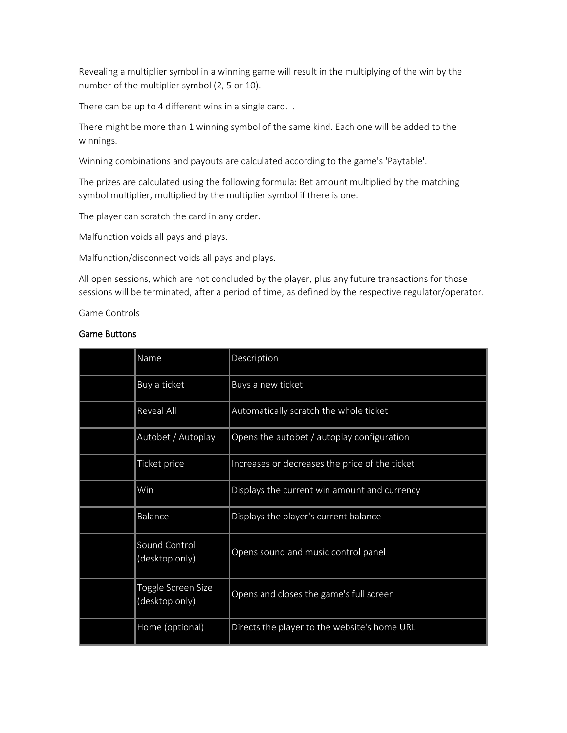Revealing a multiplier symbol in a winning game will result in the multiplying of the win by the number of the multiplier symbol (2, 5 or 10).

There can be up to 4 different wins in a single card. .

There might be more than 1 winning symbol of the same kind. Each one will be added to the winnings.

Winning combinations and payouts are calculated according to the game's 'Paytable'.

The prizes are calculated using the following formula: Bet amount multiplied by the matching symbol multiplier, multiplied by the multiplier symbol if there is one.

The player can scratch the card in any order.

Malfunction voids all pays and plays.

Malfunction/disconnect voids all pays and plays.

All open sessions, which are not concluded by the player, plus any future transactions for those sessions will be terminated, after a period of time, as defined by the respective regulator/operator.

Game Controls

## Game Buttons

| | Name | Description |
|---|---|---|
| | Buy a ticket | Buys a new ticket |
| | Reveal All | Automatically scratch the whole ticket |
| | Autobet / Autoplay | Opens the autobet / autoplay configuration |
| | Ticket price | Increases or decreases the price of the ticket |
| | Win | Displays the current win amount and currency |
| | Balance | Displays the player's current balance |
| | Sound Control (desktop only) | Opens sound and music control panel |
| | Toggle Screen Size (desktop only) | Opens and closes the game's full screen |
| | Home (optional) | Directs the player to the website's home URL |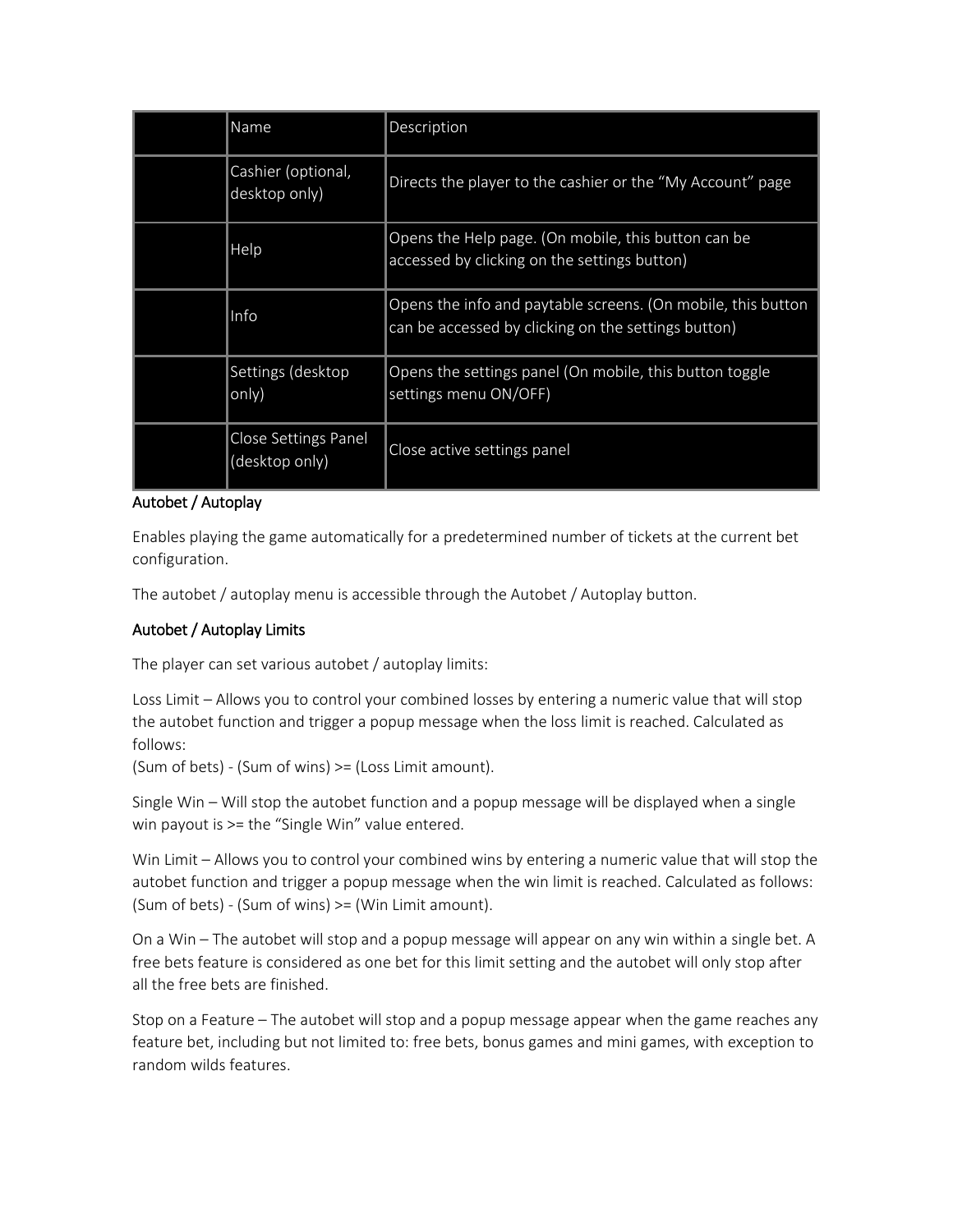| | Name | Description |
|---|---|---|
| | Cashier (optional, desktop only) | Directs the player to the cashier or the "My Account" page |
| | Help | Opens the Help page. (On mobile, this button can be accessed by clicking on the settings button) |
| | Info | Opens the info and paytable screens. (On mobile, this button can be accessed by clicking on the settings button) |
| | Settings (desktop only) | Opens the settings panel (On mobile, this button toggle settings menu ON/OFF) |
| | Close Settings Panel (desktop only) | Close active settings panel |

### Autobet / Autoplay

Enables playing the game automatically for a predetermined number of tickets at the current bet configuration.

The autobet / autoplay menu is accessible through the Autobet / Autoplay button.

### Autobet / Autoplay Limits

The player can set various autobet / autoplay limits:

Loss Limit – Allows you to control your combined losses by entering a numeric value that will stop the autobet function and trigger a popup message when the loss limit is reached. Calculated as follows:
(Sum of bets) - (Sum of wins) >= (Loss Limit amount).

Single Win – Will stop the autobet function and a popup message will be displayed when a single win payout is >= the "Single Win" value entered.

Win Limit – Allows you to control your combined wins by entering a numeric value that will stop the autobet function and trigger a popup message when the win limit is reached. Calculated as follows:
(Sum of bets) - (Sum of wins) >= (Win Limit amount).

On a Win – The autobet will stop and a popup message will appear on any win within a single bet. A free bets feature is considered as one bet for this limit setting and the autobet will only stop after all the free bets are finished.

Stop on a Feature – The autobet will stop and a popup message appear when the game reaches any feature bet, including but not limited to: free bets, bonus games and mini games, with exception to random wilds features.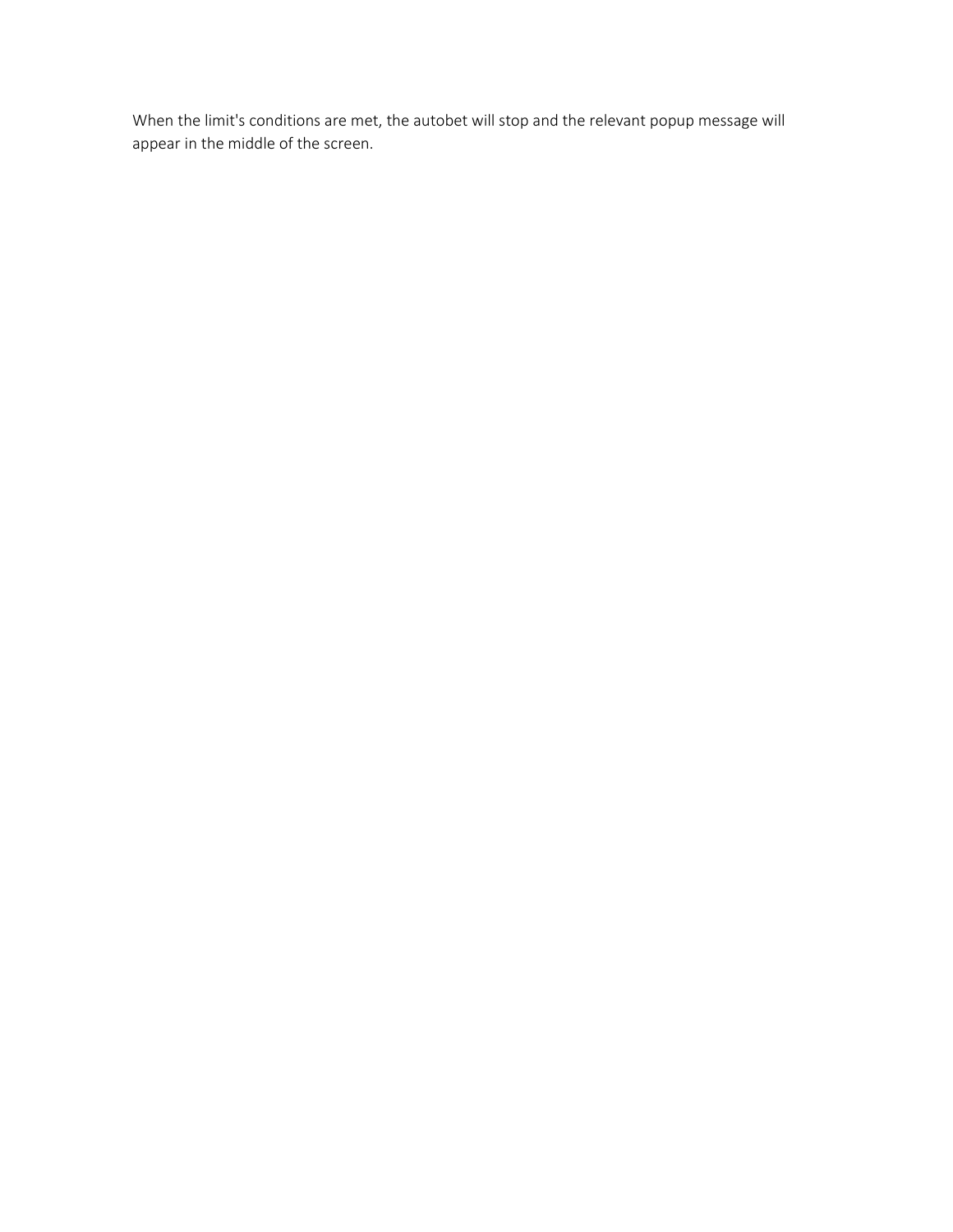When the limit's conditions are met, the autobet will stop and the relevant popup message will appear in the middle of the screen.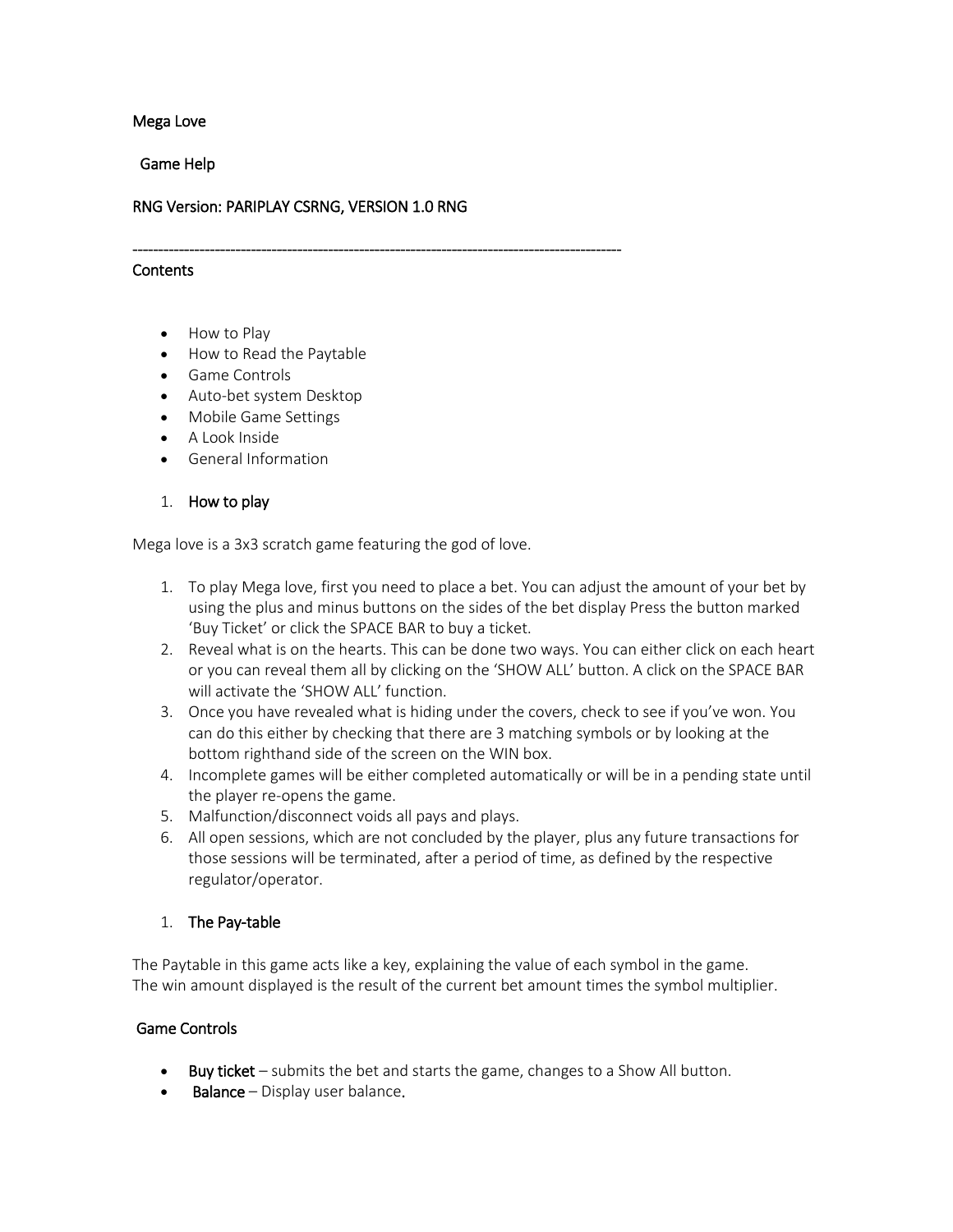Mega Love

Game Help

RNG Version: PARIPLAY CSRNG, VERSION 1.0 RNG

-----------------------------------------------------------------------------------------------

Contents

- How to Play
- How to Read the Paytable
- Game Controls
- Auto-bet system Desktop
- Mobile Game Settings
- A Look Inside
- General Information

## 1. How to play

Mega love is a 3x3 scratch game featuring the god of love.

1. To play Mega love, first you need to place a bet. You can adjust the amount of your bet by using the plus and minus buttons on the sides of the bet display Press the button marked 'Buy Ticket' or click the SPACE BAR to buy a ticket.
2. Reveal what is on the hearts. This can be done two ways. You can either click on each heart or you can reveal them all by clicking on the 'SHOW ALL' button. A click on the SPACE BAR will activate the 'SHOW ALL' function.
3. Once you have revealed what is hiding under the covers, check to see if you've won. You can do this either by checking that there are 3 matching symbols or by looking at the bottom righthand side of the screen on the WIN box.
4. Incomplete games will be either completed automatically or will be in a pending state until the player re-opens the game.
5. Malfunction/disconnect voids all pays and plays.
6. All open sessions, which are not concluded by the player, plus any future transactions for those sessions will be terminated, after a period of time, as defined by the respective regulator/operator.

## 1. The Pay-table

The Paytable in this game acts like a key, explaining the value of each symbol in the game.
The win amount displayed is the result of the current bet amount times the symbol multiplier.

## Game Controls

- **Buy ticket** – submits the bet and starts the game, changes to a Show All button.
- **Balance** – Display user balance.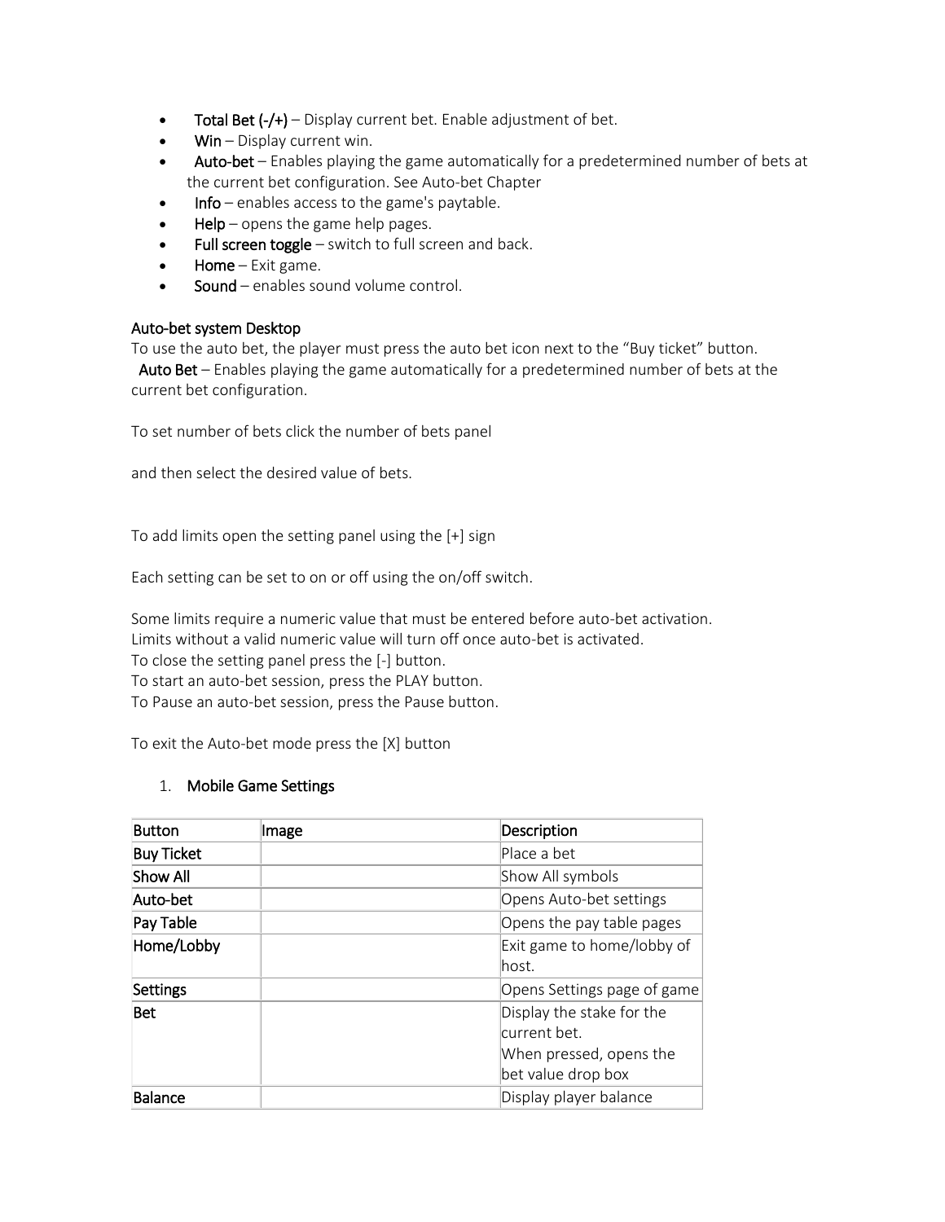- **Total Bet (-/+)** – Display current bet. Enable adjustment of bet.
- **Win** – Display current win.
- **Auto-bet** – Enables playing the game automatically for a predetermined number of bets at the current bet configuration. See Auto-bet Chapter
- **Info** – enables access to the game's paytable.
- **Help** – opens the game help pages.
- **Full screen toggle** – switch to full screen and back.
- **Home** – Exit game.
- **Sound** – enables sound volume control.

**Auto-bet system Desktop**

To use the auto bet, the player must press the auto bet icon next to the "Buy ticket" button.

**Auto Bet** – Enables playing the game automatically for a predetermined number of bets at the current bet configuration.

To set number of bets click the number of bets panel

and then select the desired value of bets.

To add limits open the setting panel using the [+] sign

Each setting can be set to on or off using the on/off switch.

Some limits require a numeric value that must be entered before auto-bet activation.
Limits without a valid numeric value will turn off once auto-bet is activated.
To close the setting panel press the [-] button.
To start an auto-bet session, press the PLAY button.
To Pause an auto-bet session, press the Pause button.

To exit the Auto-bet mode press the [X] button

1. **Mobile Game Settings**

| **Button** | **Image** | **Description** |
|---|---|---|
| **Buy Ticket** | | Place a bet |
| **Show All** | | Show All symbols |
| **Auto-bet** | | Opens Auto-bet settings |
| **Pay Table** | | Opens the pay table pages |
| **Home/Lobby** | | Exit game to home/lobby of host. |
| **Settings** | | Opens Settings page of game |
| **Bet** | | Display the stake for the current bet.<br>When pressed, opens the bet value drop box |
| **Balance** | | Display player balance |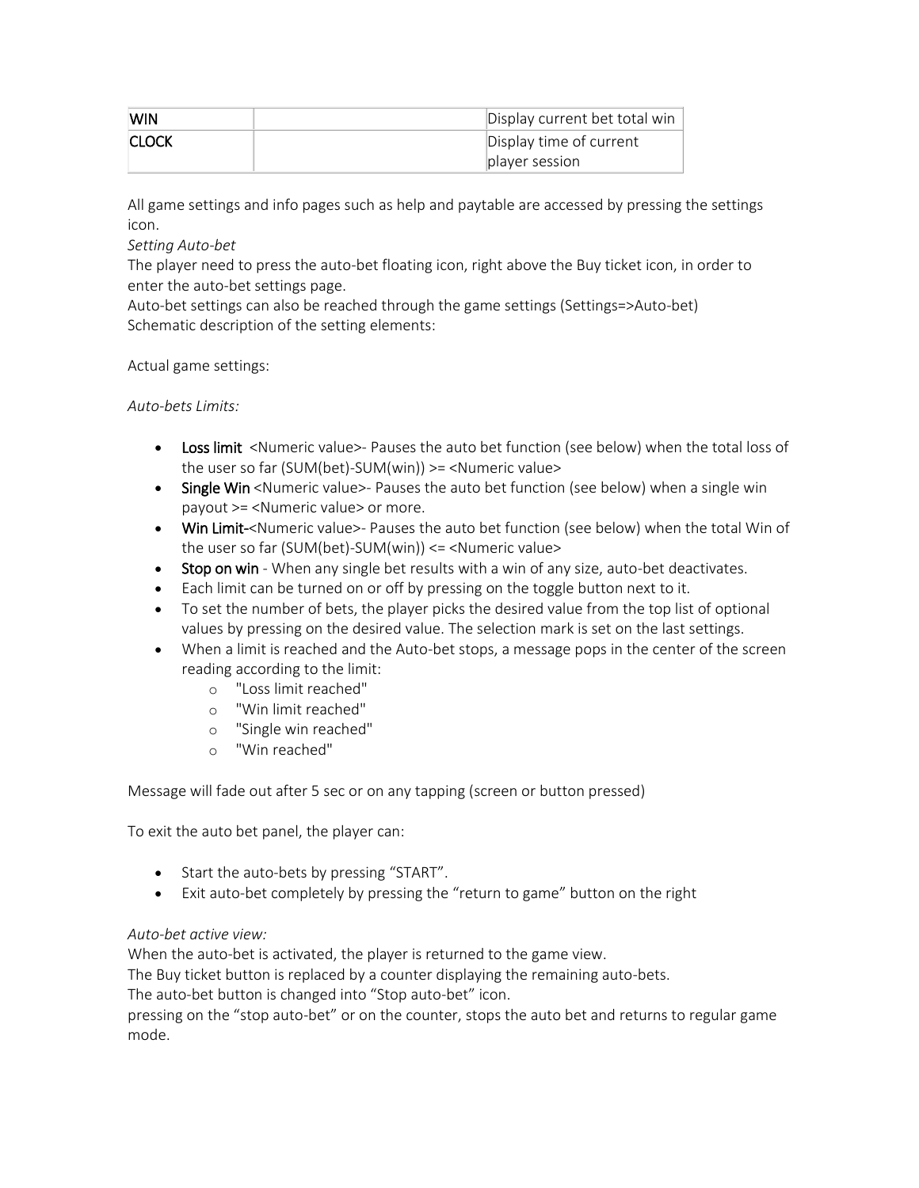| WIN | | Display current bet total win |
|---|---|---|
| CLOCK | | Display time of current player session |

All game settings and info pages such as help and paytable are accessed by pressing the settings icon.

*Setting Auto-bet*

The player need to press the auto-bet floating icon, right above the Buy ticket icon, in order to enter the auto-bet settings page.

Auto-bet settings can also be reached through the game settings (Settings=>Auto-bet)

Schematic description of the setting elements:

Actual game settings:

*Auto-bets Limits:*

- Loss limit <Numeric value>- Pauses the auto bet function (see below) when the total loss of the user so far (SUM(bet)-SUM(win)) >= <Numeric value>
- Single Win <Numeric value>- Pauses the auto bet function (see below) when a single win payout >= <Numeric value> or more.
- Win Limit-<Numeric value>- Pauses the auto bet function (see below) when the total Win of the user so far (SUM(bet)-SUM(win)) <= <Numeric value>
- Stop on win - When any single bet results with a win of any size, auto-bet deactivates.
- Each limit can be turned on or off by pressing on the toggle button next to it.
- To set the number of bets, the player picks the desired value from the top list of optional values by pressing on the desired value. The selection mark is set on the last settings.
- When a limit is reached and the Auto-bet stops, a message pops in the center of the screen reading according to the limit:
  - "Loss limit reached"
  - "Win limit reached"
  - "Single win reached"
  - "Win reached"

Message will fade out after 5 sec or on any tapping (screen or button pressed)

To exit the auto bet panel, the player can:

- Start the auto-bets by pressing “START”.
- Exit auto-bet completely by pressing the “return to game” button on the right

*Auto-bet active view:*

When the auto-bet is activated, the player is returned to the game view.

The Buy ticket button is replaced by a counter displaying the remaining auto-bets.

The auto-bet button is changed into “Stop auto-bet” icon.

pressing on the “stop auto-bet” or on the counter, stops the auto bet and returns to regular game mode.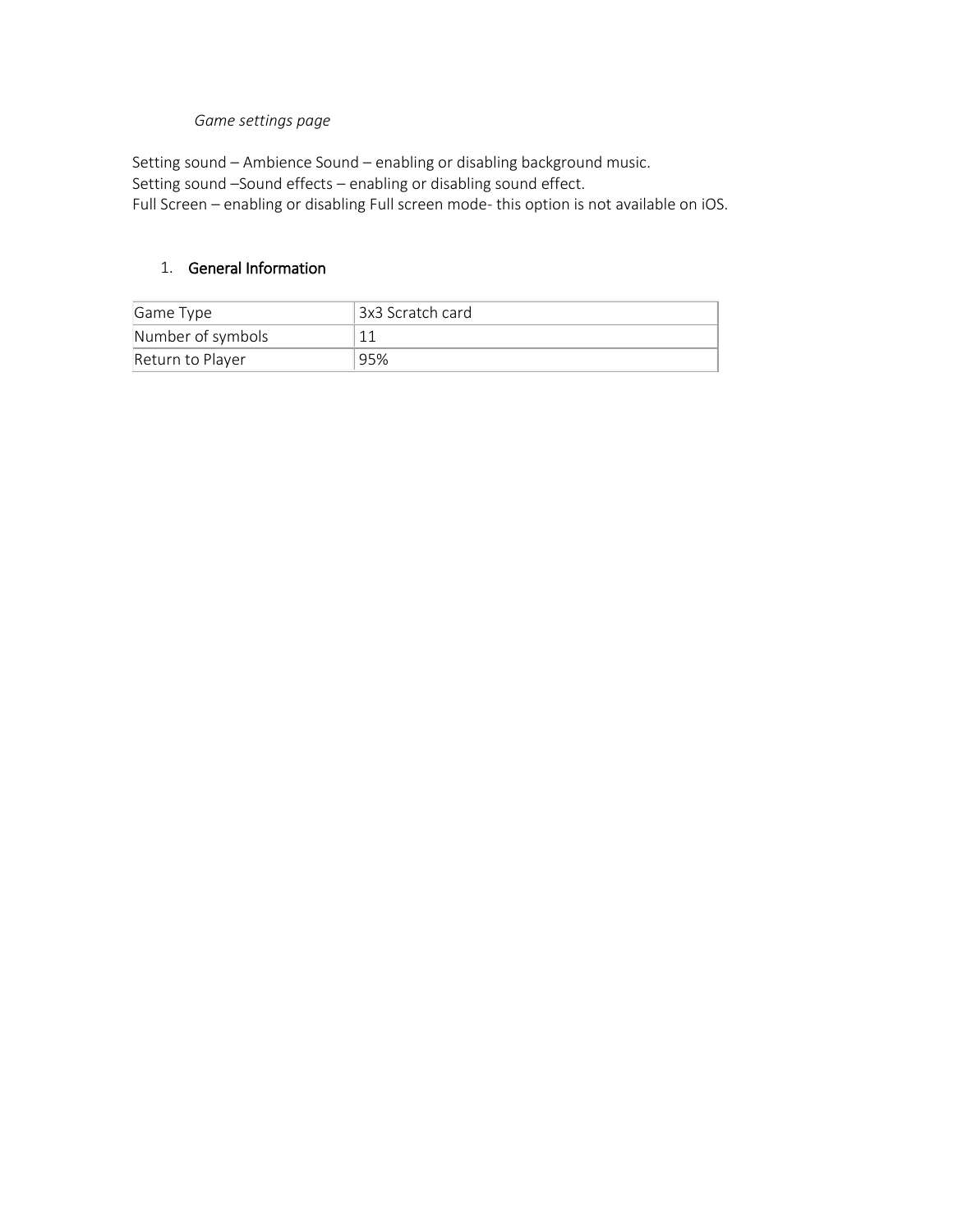*Game settings page*

Setting sound – Ambience Sound – enabling or disabling background music.
Setting sound –Sound effects – enabling or disabling sound effect.
Full Screen – enabling or disabling Full screen mode- this option is not available on iOS.

## 1. General Information

| | |
|---|---|
| Game Type | 3x3 Scratch card |
| Number of symbols | 11 |
| Return to Player | 95% |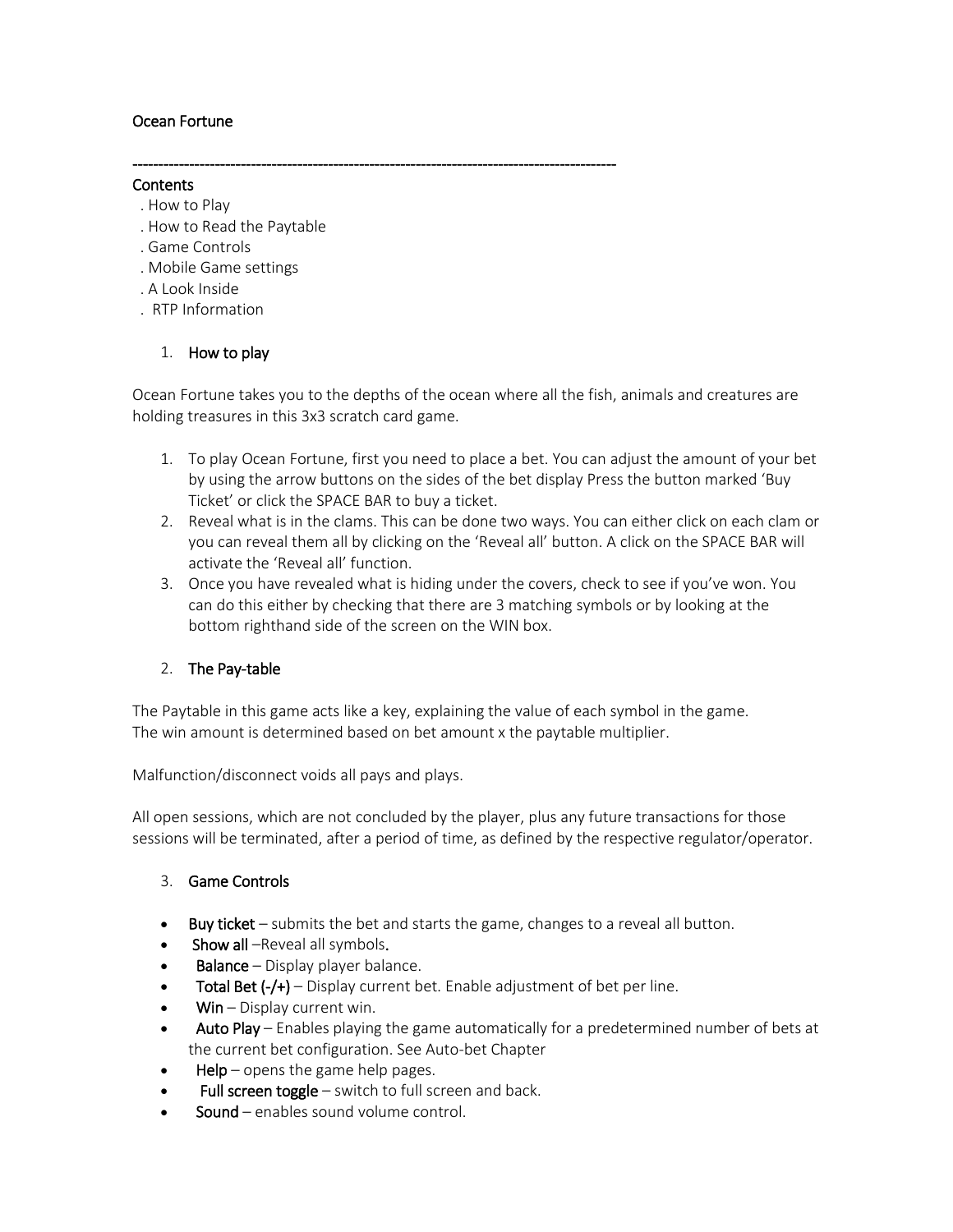Ocean Fortune

---

Contents

. How to Play
. How to Read the Paytable
. Game Controls
. Mobile Game settings
. A Look Inside
. RTP Information

1. How to play

Ocean Fortune takes you to the depths of the ocean where all the fish, animals and creatures are holding treasures in this 3x3 scratch card game.

1. To play Ocean Fortune, first you need to place a bet. You can adjust the amount of your bet by using the arrow buttons on the sides of the bet display Press the button marked 'Buy Ticket' or click the SPACE BAR to buy a ticket.
2. Reveal what is in the clams. This can be done two ways. You can either click on each clam or you can reveal them all by clicking on the 'Reveal all' button. A click on the SPACE BAR will activate the 'Reveal all' function.
3. Once you have revealed what is hiding under the covers, check to see if you've won. You can do this either by checking that there are 3 matching symbols or by looking at the bottom righthand side of the screen on the WIN box.

2. The Pay-table

The Paytable in this game acts like a key, explaining the value of each symbol in the game.
The win amount is determined based on bet amount x the paytable multiplier.

Malfunction/disconnect voids all pays and plays.

All open sessions, which are not concluded by the player, plus any future transactions for those sessions will be terminated, after a period of time, as defined by the respective regulator/operator.

3. Game Controls

- **Buy ticket** – submits the bet and starts the game, changes to a reveal all button.
- **Show all** –Reveal all symbols.
- **Balance** – Display player balance.
- **Total Bet (-/+)** – Display current bet. Enable adjustment of bet per line.
- **Win** – Display current win.
- **Auto Play** – Enables playing the game automatically for a predetermined number of bets at the current bet configuration. See Auto-bet Chapter
- **Help** – opens the game help pages.
- **Full screen toggle** – switch to full screen and back.
- **Sound** – enables sound volume control.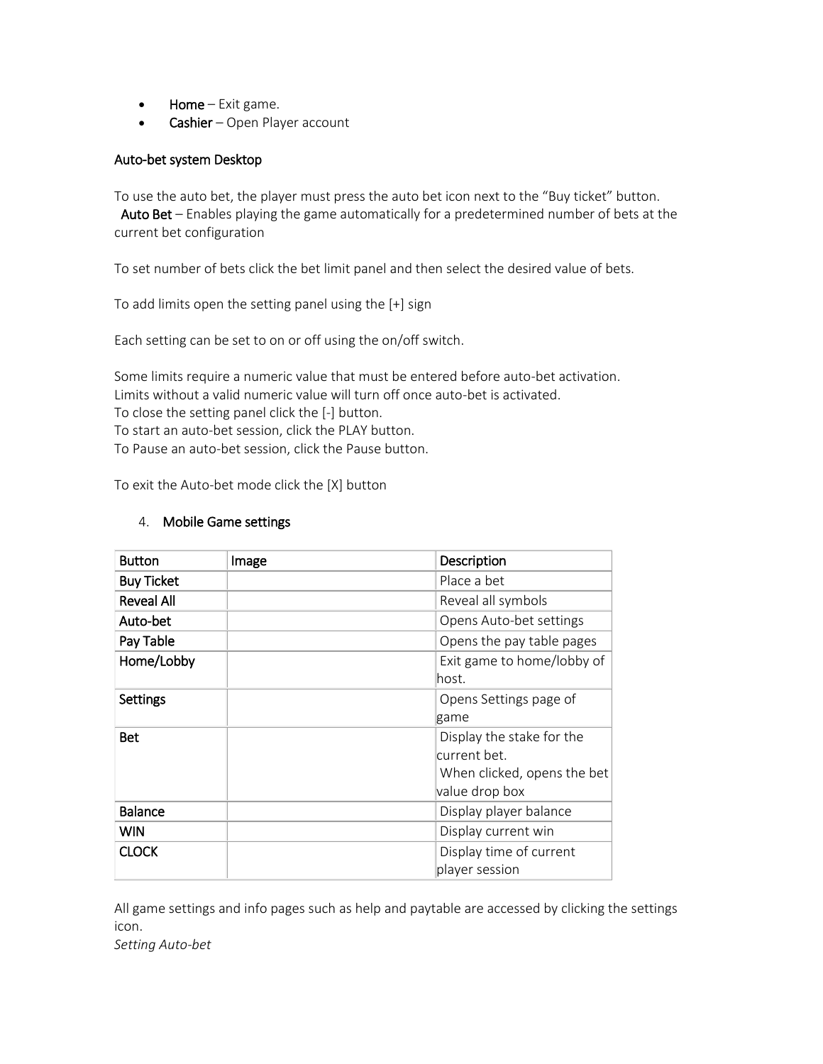- **Home** – Exit game.
- **Cashier** – Open Player account

**Auto-bet system Desktop**

To use the auto bet, the player must press the auto bet icon next to the "Buy ticket" button.
**Auto Bet** – Enables playing the game automatically for a predetermined number of bets at the current bet configuration

To set number of bets click the bet limit panel and then select the desired value of bets.

To add limits open the setting panel using the [+] sign

Each setting can be set to on or off using the on/off switch.

Some limits require a numeric value that must be entered before auto-bet activation.
Limits without a valid numeric value will turn off once auto-bet is activated.
To close the setting panel click the [-] button.
To start an auto-bet session, click the PLAY button.
To Pause an auto-bet session, click the Pause button.

To exit the Auto-bet mode click the [X] button

## 4. Mobile Game settings

| Button | Image | Description |
|---|---|---|
| **Buy Ticket** | | Place a bet |
| **Reveal All** | | Reveal all symbols |
| **Auto-bet** | | Opens Auto-bet settings |
| **Pay Table** | | Opens the pay table pages |
| **Home/Lobby** | | Exit game to home/lobby of host. |
| **Settings** | | Opens Settings page of game |
| **Bet** | | Display the stake for the current bet. When clicked, opens the bet value drop box |
| **Balance** | | Display player balance |
| **WIN** | | Display current win |
| **CLOCK** | | Display time of current player session |

All game settings and info pages such as help and paytable are accessed by clicking the settings icon.
*Setting Auto-bet*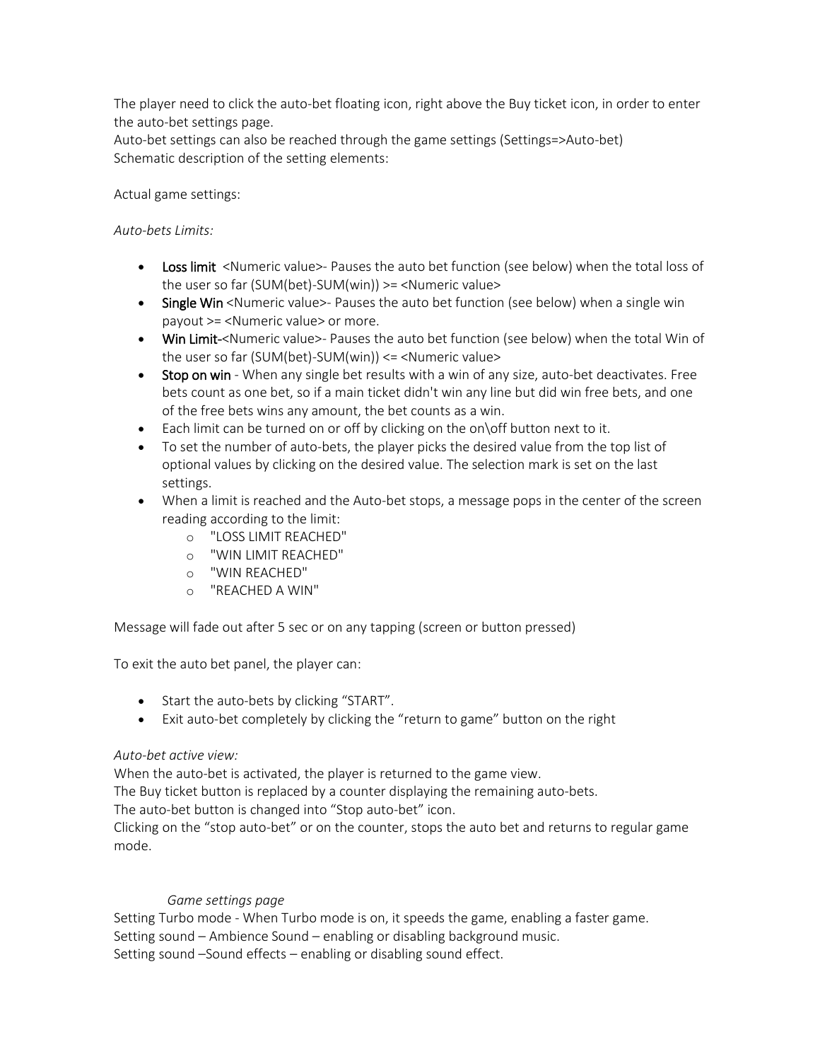The player need to click the auto-bet floating icon, right above the Buy ticket icon, in order to enter the auto-bet settings page.
Auto-bet settings can also be reached through the game settings (Settings=>Auto-bet)
Schematic description of the setting elements:

Actual game settings:

*Auto-bets Limits:*

- Loss limit <Numeric value>- Pauses the auto bet function (see below) when the total loss of the user so far (SUM(bet)-SUM(win)) >= <Numeric value>
- Single Win <Numeric value>- Pauses the auto bet function (see below) when a single win payout >= <Numeric value> or more.
- Win Limit-<Numeric value>- Pauses the auto bet function (see below) when the total Win of the user so far (SUM(bet)-SUM(win)) <= <Numeric value>
- Stop on win - When any single bet results with a win of any size, auto-bet deactivates. Free bets count as one bet, so if a main ticket didn't win any line but did win free bets, and one of the free bets wins any amount, the bet counts as a win.
- Each limit can be turned on or off by clicking on the on\off button next to it.
- To set the number of auto-bets, the player picks the desired value from the top list of optional values by clicking on the desired value. The selection mark is set on the last settings.
- When a limit is reached and the Auto-bet stops, a message pops in the center of the screen reading according to the limit:
  - "LOSS LIMIT REACHED"
  - "WIN LIMIT REACHED"
  - "WIN REACHED"
  - "REACHED A WIN"

Message will fade out after 5 sec or on any tapping (screen or button pressed)

To exit the auto bet panel, the player can:

- Start the auto-bets by clicking “START”.
- Exit auto-bet completely by clicking the “return to game” button on the right

*Auto-bet active view:*
When the auto-bet is activated, the player is returned to the game view.
The Buy ticket button is replaced by a counter displaying the remaining auto-bets.
The auto-bet button is changed into “Stop auto-bet” icon.
Clicking on the “stop auto-bet” or on the counter, stops the auto bet and returns to regular game mode.

*Game settings page*

Setting Turbo mode - When Turbo mode is on, it speeds the game, enabling a faster game.
Setting sound – Ambience Sound – enabling or disabling background music.
Setting sound –Sound effects – enabling or disabling sound effect.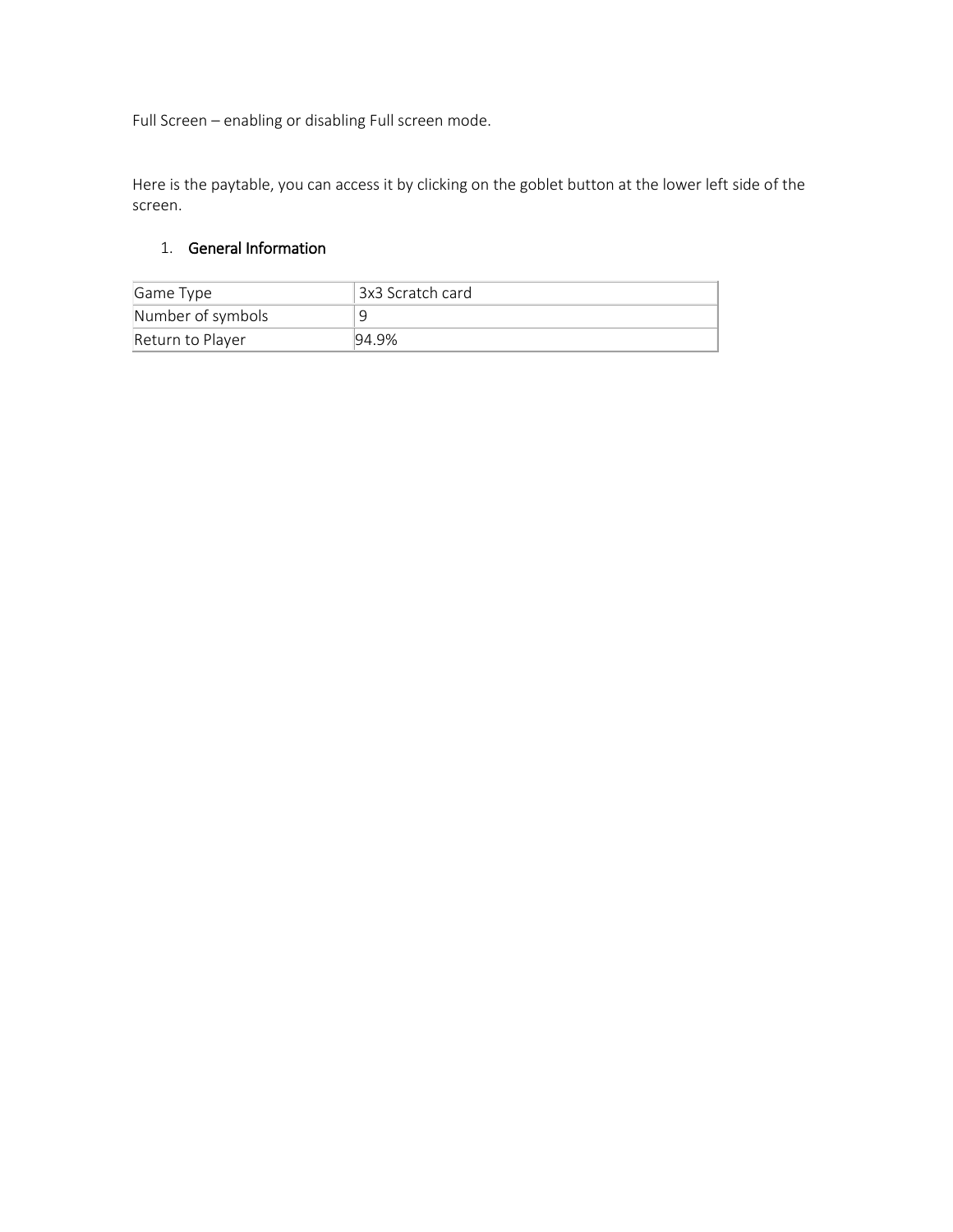Full Screen – enabling or disabling Full screen mode.

Here is the paytable, you can access it by clicking on the goblet button at the lower left side of the screen.

1. **General Information**

| Game Type | 3x3 Scratch card |
|---|---|
| Number of symbols | 9 |
| Return to Player | 94.9% |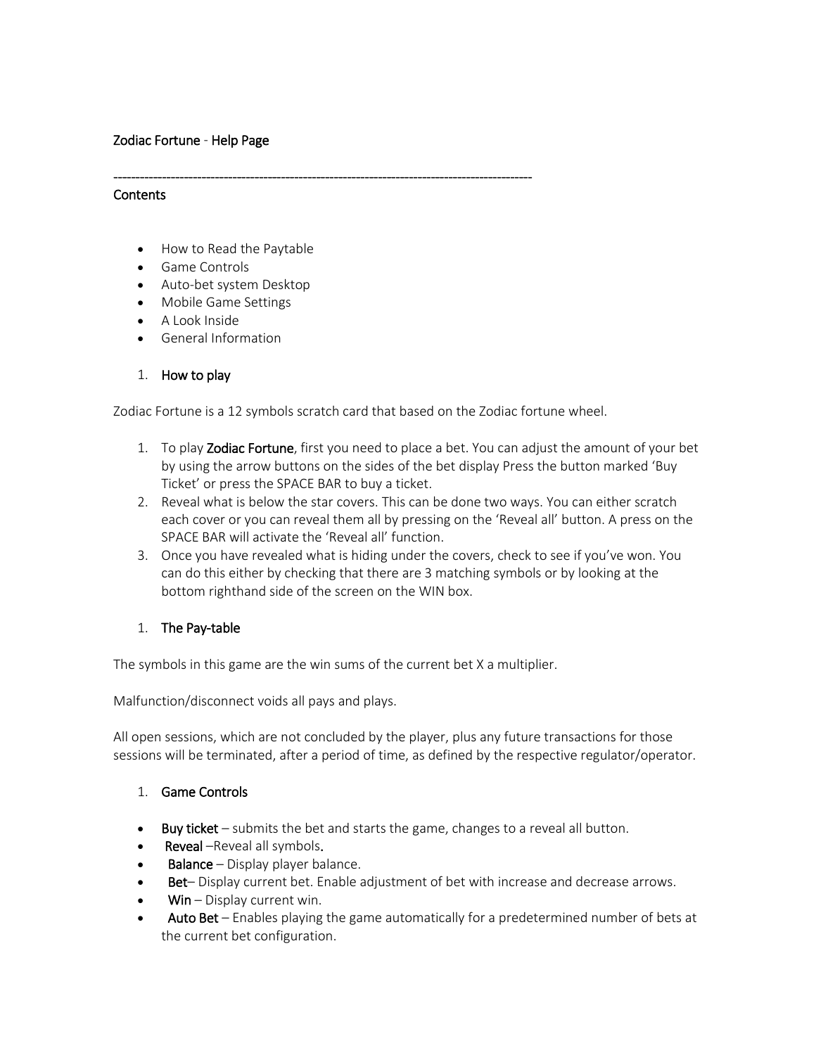Zodiac Fortune - Help Page

---

Contents

- How to Read the Paytable
- Game Controls
- Auto-bet system Desktop
- Mobile Game Settings
- A Look Inside
- General Information

1. **How to play**

Zodiac Fortune is a 12 symbols scratch card that based on the Zodiac fortune wheel.

1. To play **Zodiac Fortune**, first you need to place a bet. You can adjust the amount of your bet by using the arrow buttons on the sides of the bet display Press the button marked 'Buy Ticket' or press the SPACE BAR to buy a ticket.
2. Reveal what is below the star covers. This can be done two ways. You can either scratch each cover or you can reveal them all by pressing on the 'Reveal all' button. A press on the SPACE BAR will activate the 'Reveal all' function.
3. Once you have revealed what is hiding under the covers, check to see if you've won. You can do this either by checking that there are 3 matching symbols or by looking at the bottom righthand side of the screen on the WIN box.

1. **The Pay-table**

The symbols in this game are the win sums of the current bet X a multiplier.

Malfunction/disconnect voids all pays and plays.

All open sessions, which are not concluded by the player, plus any future transactions for those sessions will be terminated, after a period of time, as defined by the respective regulator/operator.

1. **Game Controls**

- **Buy ticket** – submits the bet and starts the game, changes to a reveal all button.
- **Reveal** –Reveal all symbols.
- **Balance** – Display player balance.
- **Bet**– Display current bet. Enable adjustment of bet with increase and decrease arrows.
- **Win** – Display current win.
- **Auto Bet** – Enables playing the game automatically for a predetermined number of bets at the current bet configuration.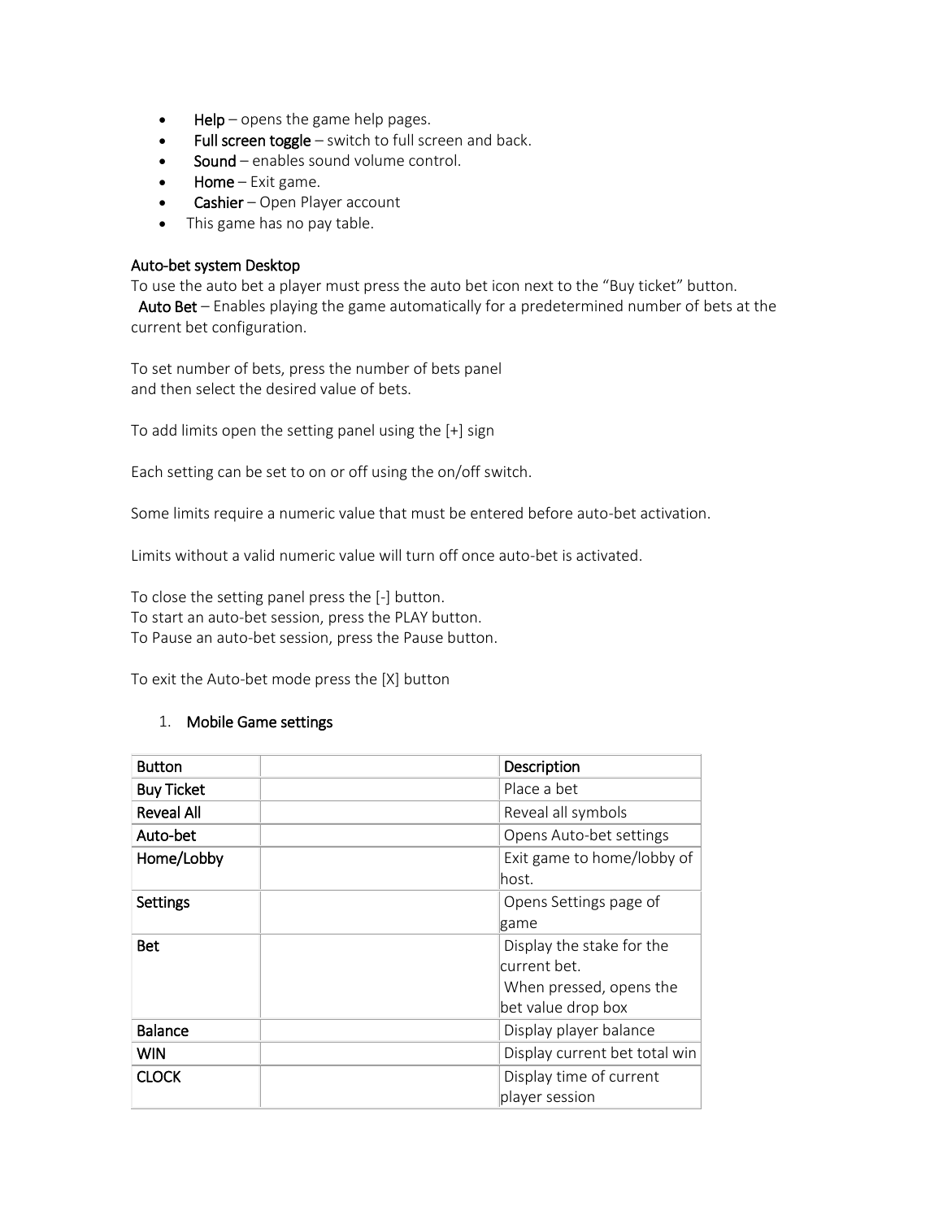- **Help** – opens the game help pages.
- **Full screen toggle** – switch to full screen and back.
- **Sound** – enables sound volume control.
- **Home** – Exit game.
- **Cashier** – Open Player account
- This game has no pay table.

**Auto-bet system Desktop**

To use the auto bet a player must press the auto bet icon next to the “Buy ticket” button.

**Auto Bet** – Enables playing the game automatically for a predetermined number of bets at the current bet configuration.

To set number of bets, press the number of bets panel
and then select the desired value of bets.

To add limits open the setting panel using the [+] sign

Each setting can be set to on or off using the on/off switch.

Some limits require a numeric value that must be entered before auto-bet activation.

Limits without a valid numeric value will turn off once auto-bet is activated.

To close the setting panel press the [-] button.
To start an auto-bet session, press the PLAY button.
To Pause an auto-bet session, press the Pause button.

To exit the Auto-bet mode press the [X] button

1. **Mobile Game settings**

| **Button** | | **Description** |
|---|---|---|
| **Buy Ticket** | | Place a bet |
| **Reveal All** | | Reveal all symbols |
| **Auto-bet** | | Opens Auto-bet settings |
| **Home/Lobby** | | Exit game to home/lobby of host. |
| **Settings** | | Opens Settings page of game |
| **Bet** | | Display the stake for the current bet. When pressed, opens the bet value drop box |
| **Balance** | | Display player balance |
| **WIN** | | Display current bet total win |
| **CLOCK** | | Display time of current player session |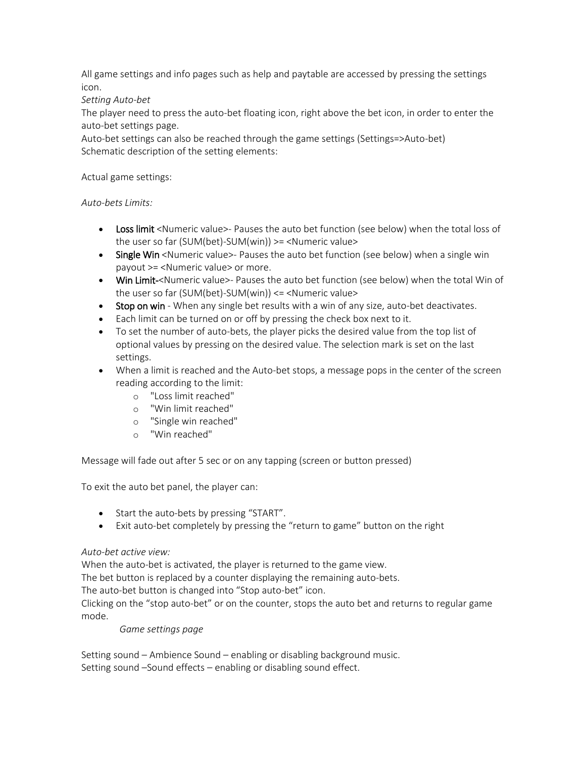All game settings and info pages such as help and paytable are accessed by pressing the settings icon.

*Setting Auto-bet*

The player need to press the auto-bet floating icon, right above the bet icon, in order to enter the auto-bet settings page.

Auto-bet settings can also be reached through the game settings (Settings=>Auto-bet)

Schematic description of the setting elements:

Actual game settings:

*Auto-bets Limits:*

- Loss limit <Numeric value>- Pauses the auto bet function (see below) when the total loss of the user so far (SUM(bet)-SUM(win)) >= <Numeric value>
- Single Win <Numeric value>- Pauses the auto bet function (see below) when a single win payout >= <Numeric value> or more.
- Win Limit-<Numeric value>- Pauses the auto bet function (see below) when the total Win of the user so far (SUM(bet)-SUM(win)) <= <Numeric value>
- Stop on win - When any single bet results with a win of any size, auto-bet deactivates.
- Each limit can be turned on or off by pressing the check box next to it.
- To set the number of auto-bets, the player picks the desired value from the top list of optional values by pressing on the desired value. The selection mark is set on the last settings.
- When a limit is reached and the Auto-bet stops, a message pops in the center of the screen reading according to the limit:
  - "Loss limit reached"
  - "Win limit reached"
  - "Single win reached"
  - "Win reached"

Message will fade out after 5 sec or on any tapping (screen or button pressed)

To exit the auto bet panel, the player can:

- Start the auto-bets by pressing “START”.
- Exit auto-bet completely by pressing the “return to game” button on the right

*Auto-bet active view:*

When the auto-bet is activated, the player is returned to the game view.

The bet button is replaced by a counter displaying the remaining auto-bets.

The auto-bet button is changed into “Stop auto-bet” icon.

Clicking on the “stop auto-bet” or on the counter, stops the auto bet and returns to regular game mode.

*Game settings page*

Setting sound – Ambience Sound – enabling or disabling background music.

Setting sound –Sound effects – enabling or disabling sound effect.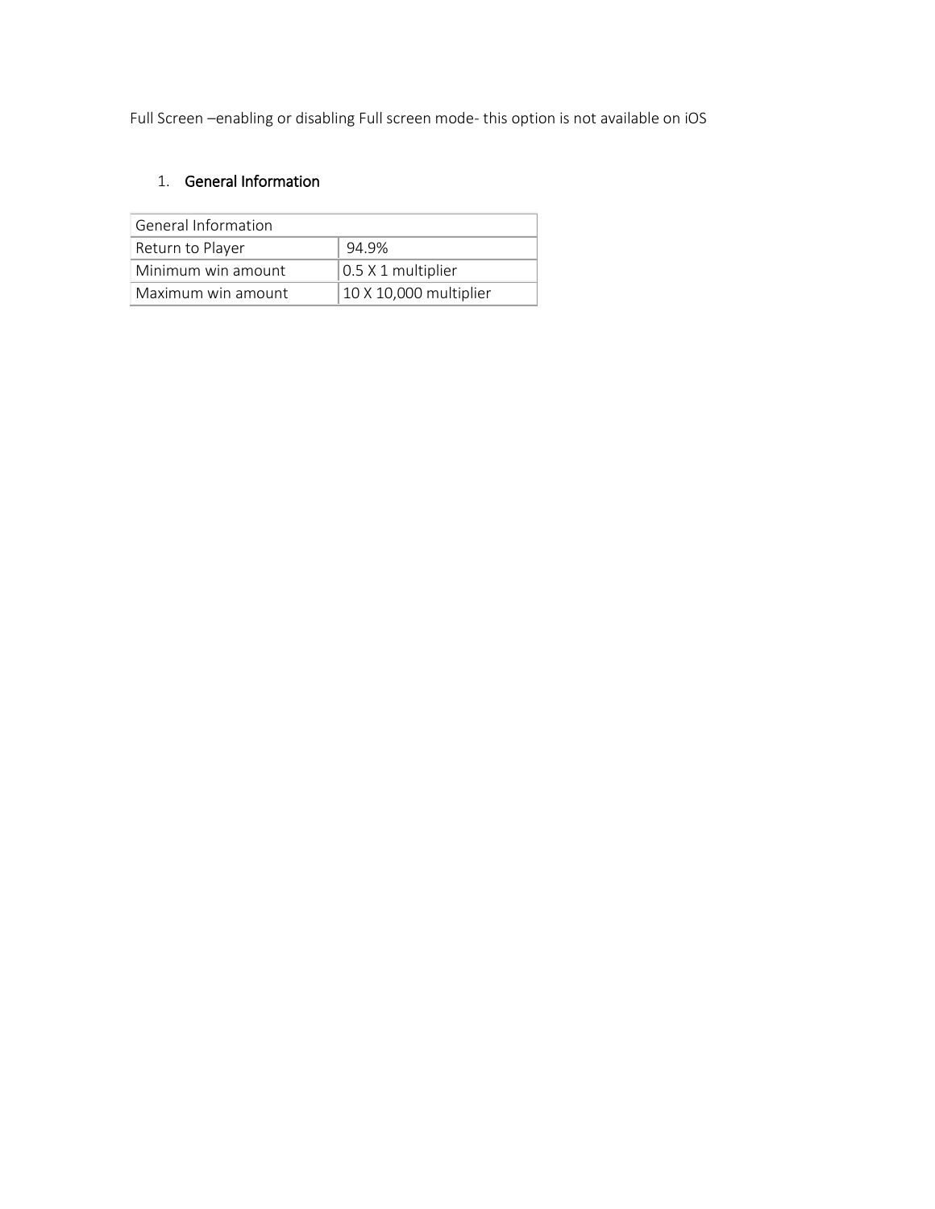Full Screen –enabling or disabling Full screen mode- this option is not available on iOS

1. **General Information**

| General Information | |
|---|---|
| Return to Player | 94.9% |
| Minimum win amount | 0.5 X 1 multiplier |
| Maximum win amount | 10 X 10,000 multiplier |